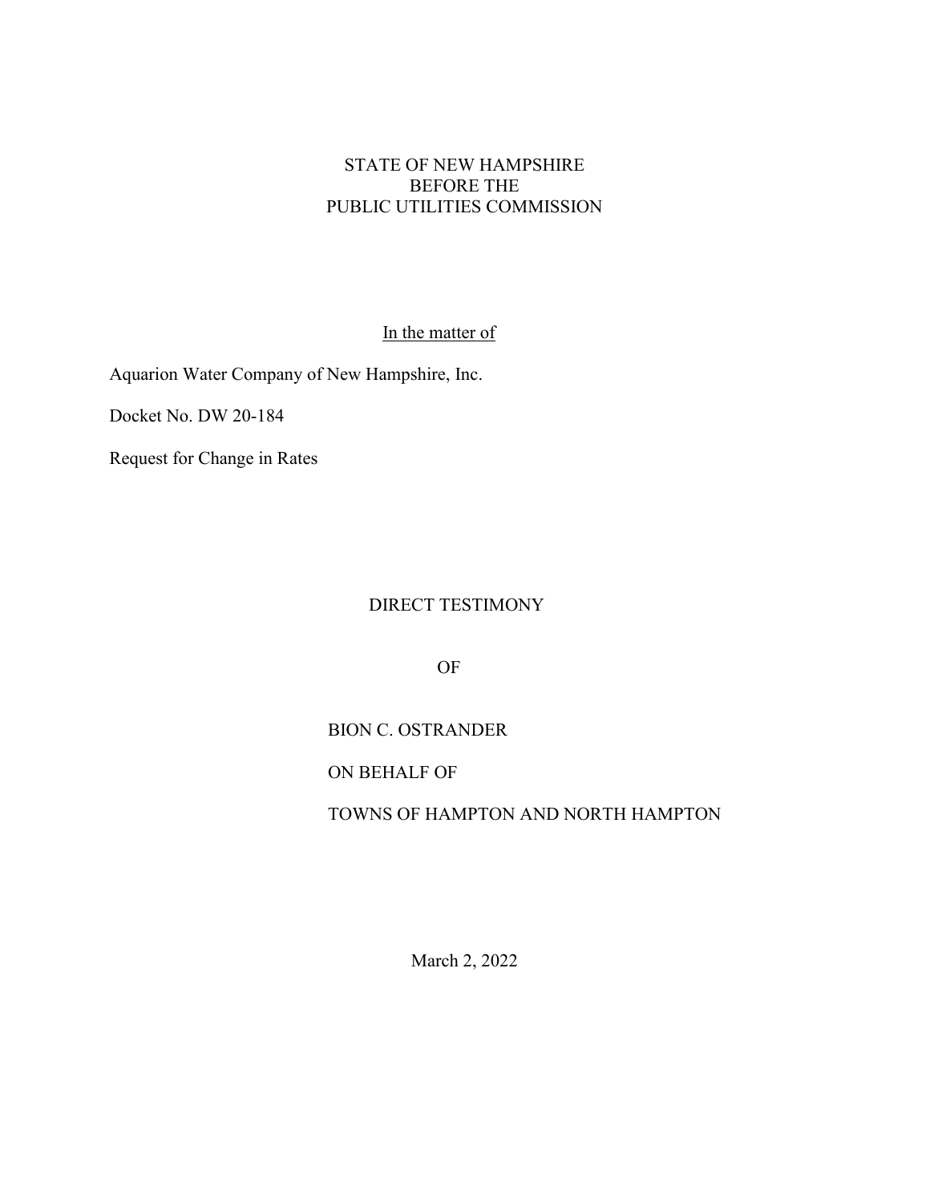STATE OF NEW HAMPSHIRE
BEFORE THE
PUBLIC UTILITIES COMMISSION

In the matter of

Aquarion Water Company of New Hampshire, Inc.

Docket No. DW 20-184

Request for Change in Rates

DIRECT TESTIMONY

OF

BION C. OSTRANDER

ON BEHALF OF

TOWNS OF HAMPTON AND NORTH HAMPTON

March 2, 2022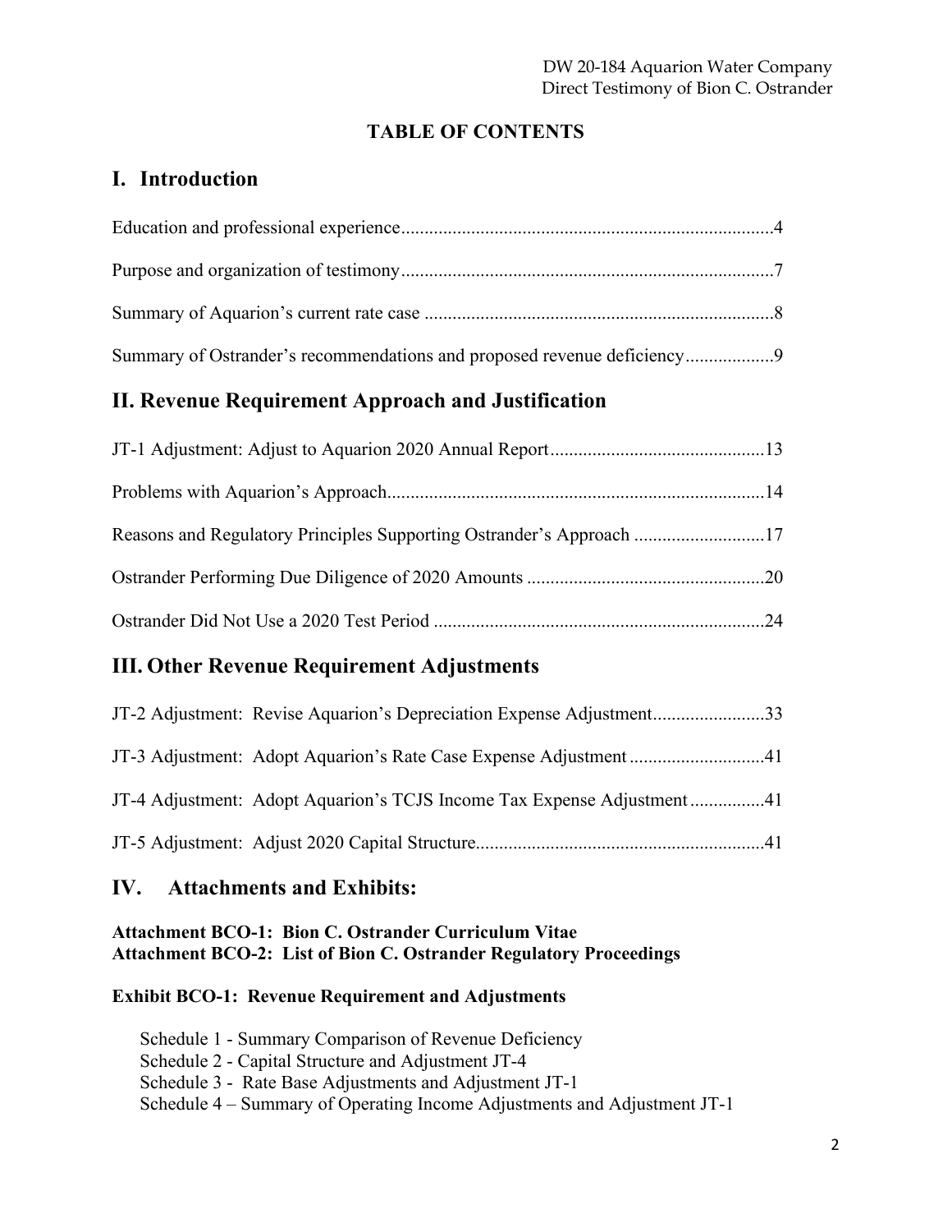# TABLE OF CONTENTS

## I. Introduction

Education and professional experience...............................................................................4

Purpose and organization of testimony...............................................................................7

Summary of Aquarion's current rate case ..........................................................................8

Summary of Ostrander's recommendations and proposed revenue deficiency..................9

## II. Revenue Requirement Approach and Justification

JT-1 Adjustment: Adjust to Aquarion 2020 Annual Report.............................................13

Problems with Aquarion's Approach................................................................................14

Reasons and Regulatory Principles Supporting Ostrander's Approach ...........................17

Ostrander Performing Due Diligence of 2020 Amounts ..................................................20

Ostrander Did Not Use a 2020 Test Period ......................................................................24

## III. Other Revenue Requirement Adjustments

JT-2 Adjustment: Revise Aquarion's Depreciation Expense Adjustment........................33

JT-3 Adjustment: Adopt Aquarion's Rate Case Expense Adjustment ............................41

JT-4 Adjustment: Adopt Aquarion's TCJS Income Tax Expense Adjustment ................41

JT-5 Adjustment: Adjust 2020 Capital Structure.............................................................41

## IV. Attachments and Exhibits:

**Attachment BCO-1: Bion C. Ostrander Curriculum Vitae**
**Attachment BCO-2: List of Bion C. Ostrander Regulatory Proceedings**

**Exhibit BCO-1: Revenue Requirement and Adjustments**

Schedule 1 - Summary Comparison of Revenue Deficiency
Schedule 2 - Capital Structure and Adjustment JT-4
Schedule 3 - Rate Base Adjustments and Adjustment JT-1
Schedule 4 – Summary of Operating Income Adjustments and Adjustment JT-1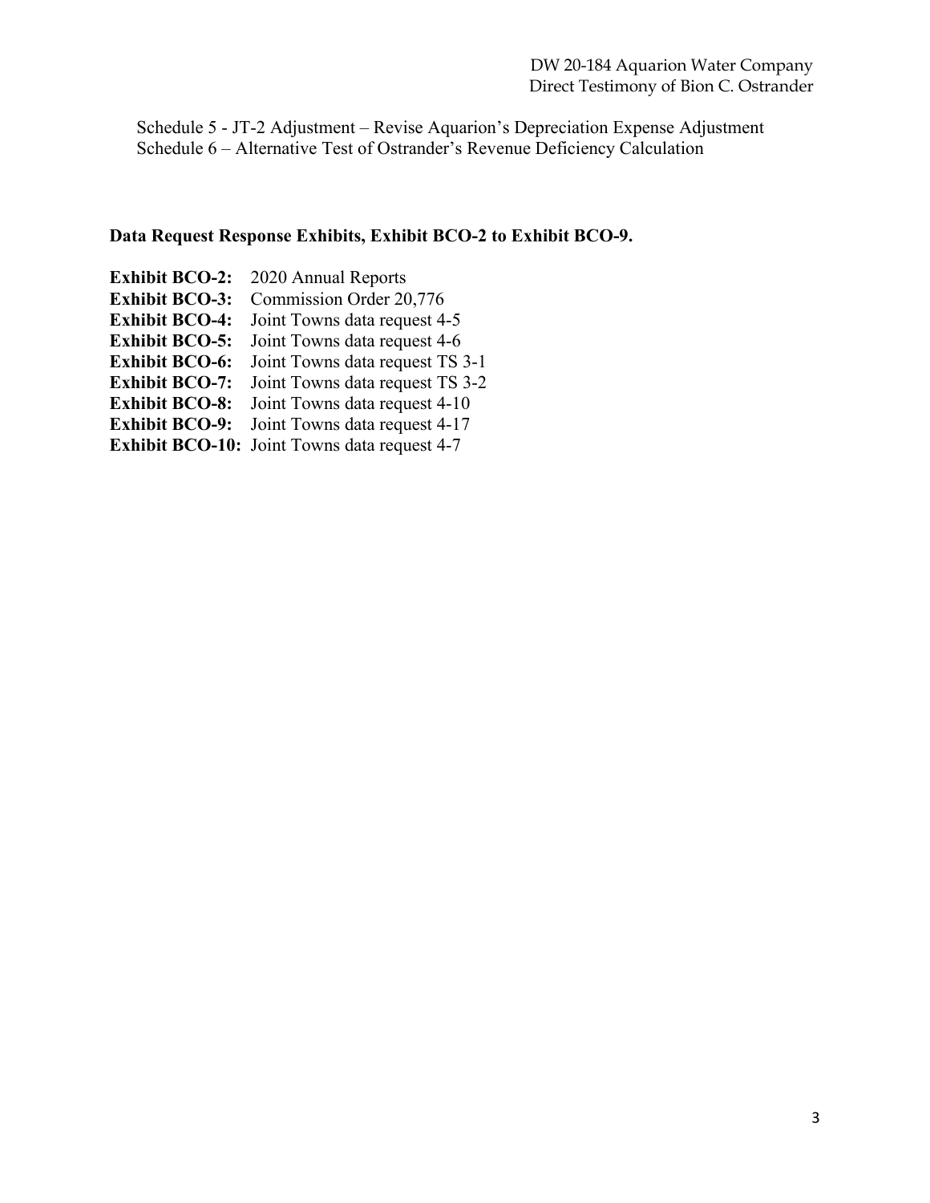Schedule 5 - JT-2 Adjustment – Revise Aquarion's Depreciation Expense Adjustment
Schedule 6 – Alternative Test of Ostrander's Revenue Deficiency Calculation

**Data Request Response Exhibits, Exhibit BCO-2 to Exhibit BCO-9.**

**Exhibit BCO-2:** 2020 Annual Reports
**Exhibit BCO-3:** Commission Order 20,776
**Exhibit BCO-4:** Joint Towns data request 4-5
**Exhibit BCO-5:** Joint Towns data request 4-6
**Exhibit BCO-6:** Joint Towns data request TS 3-1
**Exhibit BCO-7:** Joint Towns data request TS 3-2
**Exhibit BCO-8:** Joint Towns data request 4-10
**Exhibit BCO-9:** Joint Towns data request 4-17
**Exhibit BCO-10:** Joint Towns data request 4-7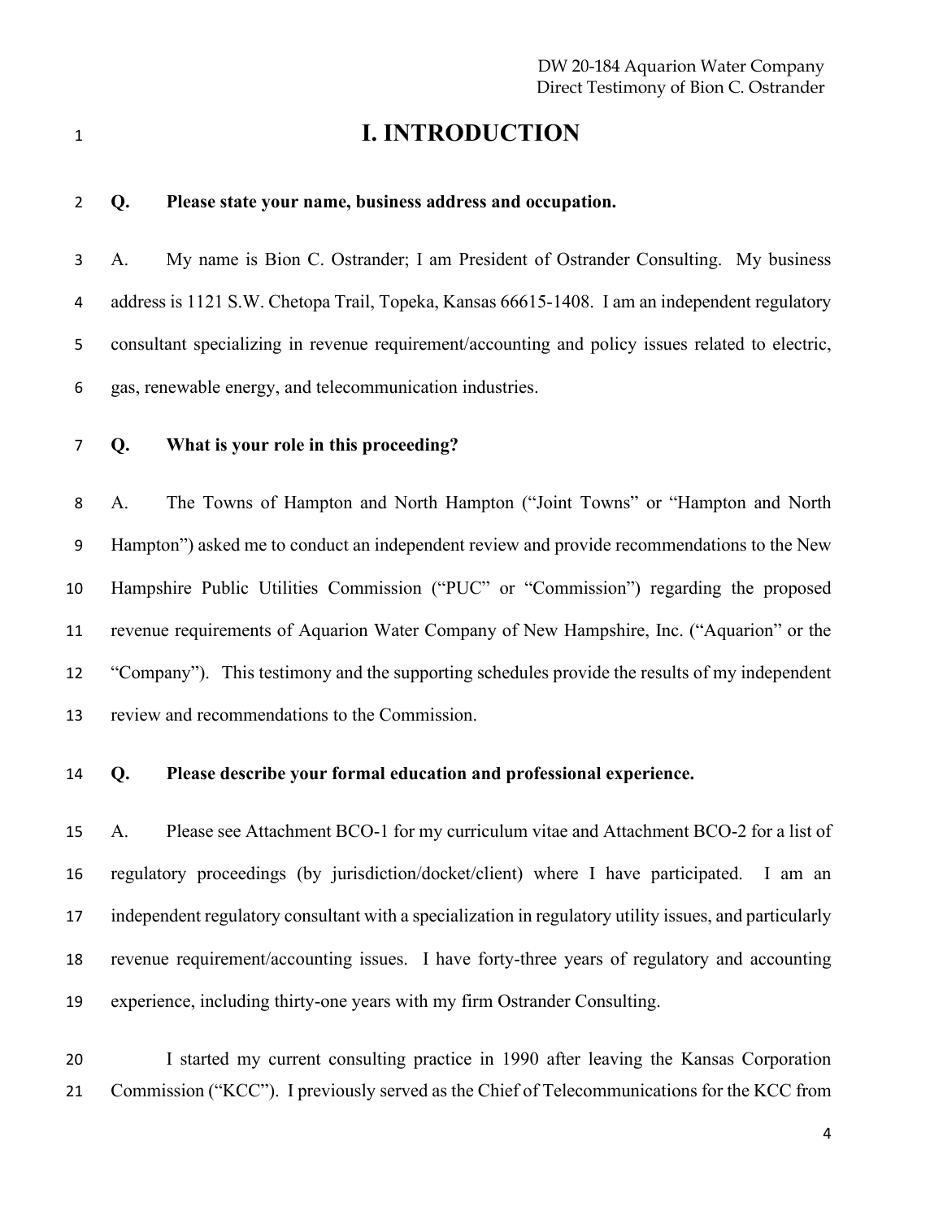# I. INTRODUCTION

**Q. Please state your name, business address and occupation.**

A. My name is Bion C. Ostrander; I am President of Ostrander Consulting. My business address is 1121 S.W. Chetopa Trail, Topeka, Kansas 66615-1408. I am an independent regulatory consultant specializing in revenue requirement/accounting and policy issues related to electric, gas, renewable energy, and telecommunication industries.

**Q. What is your role in this proceeding?**

A. The Towns of Hampton and North Hampton ("Joint Towns" or "Hampton and North Hampton") asked me to conduct an independent review and provide recommendations to the New Hampshire Public Utilities Commission ("PUC" or "Commission") regarding the proposed revenue requirements of Aquarion Water Company of New Hampshire, Inc. ("Aquarion" or the "Company"). This testimony and the supporting schedules provide the results of my independent review and recommendations to the Commission.

**Q. Please describe your formal education and professional experience.**

A. Please see Attachment BCO-1 for my curriculum vitae and Attachment BCO-2 for a list of regulatory proceedings (by jurisdiction/docket/client) where I have participated. I am an independent regulatory consultant with a specialization in regulatory utility issues, and particularly revenue requirement/accounting issues. I have forty-three years of regulatory and accounting experience, including thirty-one years with my firm Ostrander Consulting.

I started my current consulting practice in 1990 after leaving the Kansas Corporation Commission ("KCC"). I previously served as the Chief of Telecommunications for the KCC from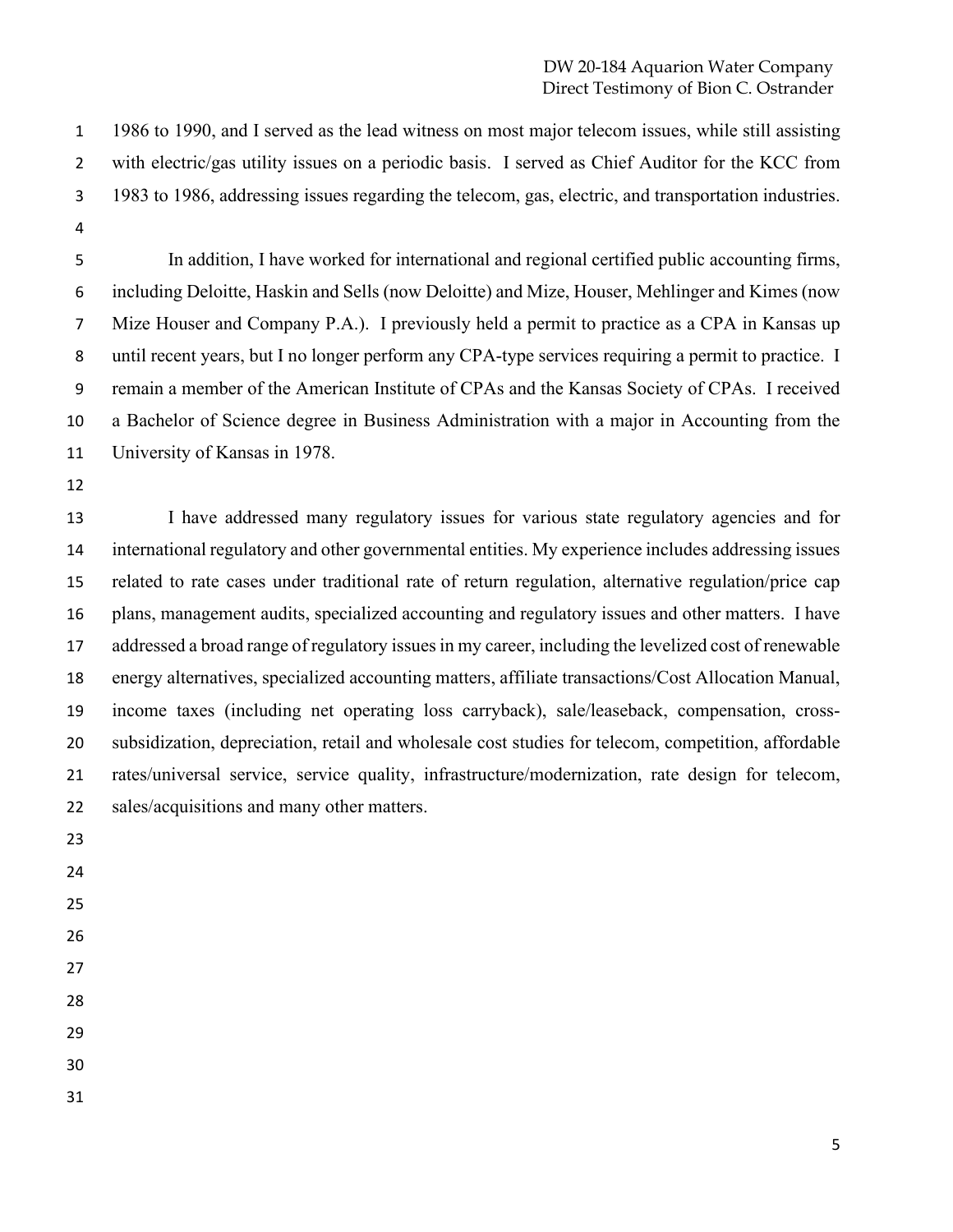1986 to 1990, and I served as the lead witness on most major telecom issues, while still assisting with electric/gas utility issues on a periodic basis. I served as Chief Auditor for the KCC from 1983 to 1986, addressing issues regarding the telecom, gas, electric, and transportation industries.

In addition, I have worked for international and regional certified public accounting firms, including Deloitte, Haskin and Sells (now Deloitte) and Mize, Houser, Mehlinger and Kimes (now Mize Houser and Company P.A.). I previously held a permit to practice as a CPA in Kansas up until recent years, but I no longer perform any CPA-type services requiring a permit to practice. I remain a member of the American Institute of CPAs and the Kansas Society of CPAs. I received a Bachelor of Science degree in Business Administration with a major in Accounting from the University of Kansas in 1978.

I have addressed many regulatory issues for various state regulatory agencies and for international regulatory and other governmental entities. My experience includes addressing issues related to rate cases under traditional rate of return regulation, alternative regulation/price cap plans, management audits, specialized accounting and regulatory issues and other matters. I have addressed a broad range of regulatory issues in my career, including the levelized cost of renewable energy alternatives, specialized accounting matters, affiliate transactions/Cost Allocation Manual, income taxes (including net operating loss carryback), sale/leaseback, compensation, cross-subsidization, depreciation, retail and wholesale cost studies for telecom, competition, affordable rates/universal service, service quality, infrastructure/modernization, rate design for telecom, sales/acquisitions and many other matters.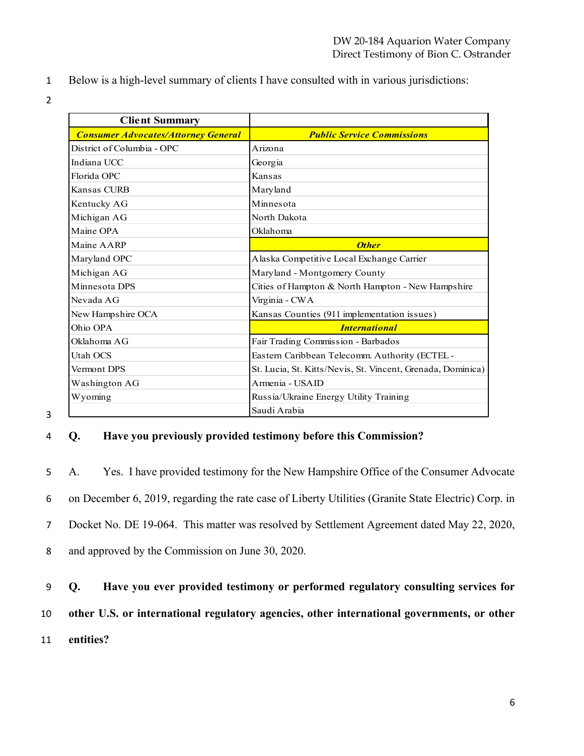Below is a high-level summary of clients I have consulted with in various jurisdictions:

| Client Summary | |
|---|---|
| ***Consumer Advocates/Attorney General*** | ***Public Service Commissions*** |
| District of Columbia - OPC | Arizona |
| Indiana UCC | Georgia |
| Florida OPC | Kansas |
| Kansas CURB | Maryland |
| Kentucky AG | Minnesota |
| Michigan AG | North Dakota |
| Maine OPA | Oklahoma |
| Maine AARP | ***Other*** |
| Maryland OPC | Alaska Competitive Local Exchange Carrier |
| Michigan AG | Maryland - Montgomery County |
| Minnesota DPS | Cities of Hampton & North Hampton - New Hampshire |
| Nevada AG | Virginia - CWA |
| New Hampshire OCA | Kansas Counties (911 implementation issues) |
| Ohio OPA | ***International*** |
| Oklahoma AG | Fair Trading Commission - Barbados |
| Utah OCS | Eastern Caribbean Telecomm. Authority (ECTEL - |
| Vermont DPS | St. Lucia, St. Kitts/Nevis, St. Vincent, Grenada, Dominica) |
| Washington AG | Armenia - USAID |
| Wyoming | Russia/Ukraine Energy Utility Training |
| | Saudi Arabia |

**Q. Have you previously provided testimony before this Commission?**

A. Yes. I have provided testimony for the New Hampshire Office of the Consumer Advocate on December 6, 2019, regarding the rate case of Liberty Utilities (Granite State Electric) Corp. in Docket No. DE 19-064. This matter was resolved by Settlement Agreement dated May 22, 2020, and approved by the Commission on June 30, 2020.

**Q. Have you ever provided testimony or performed regulatory consulting services for other U.S. or international regulatory agencies, other international governments, or other entities?**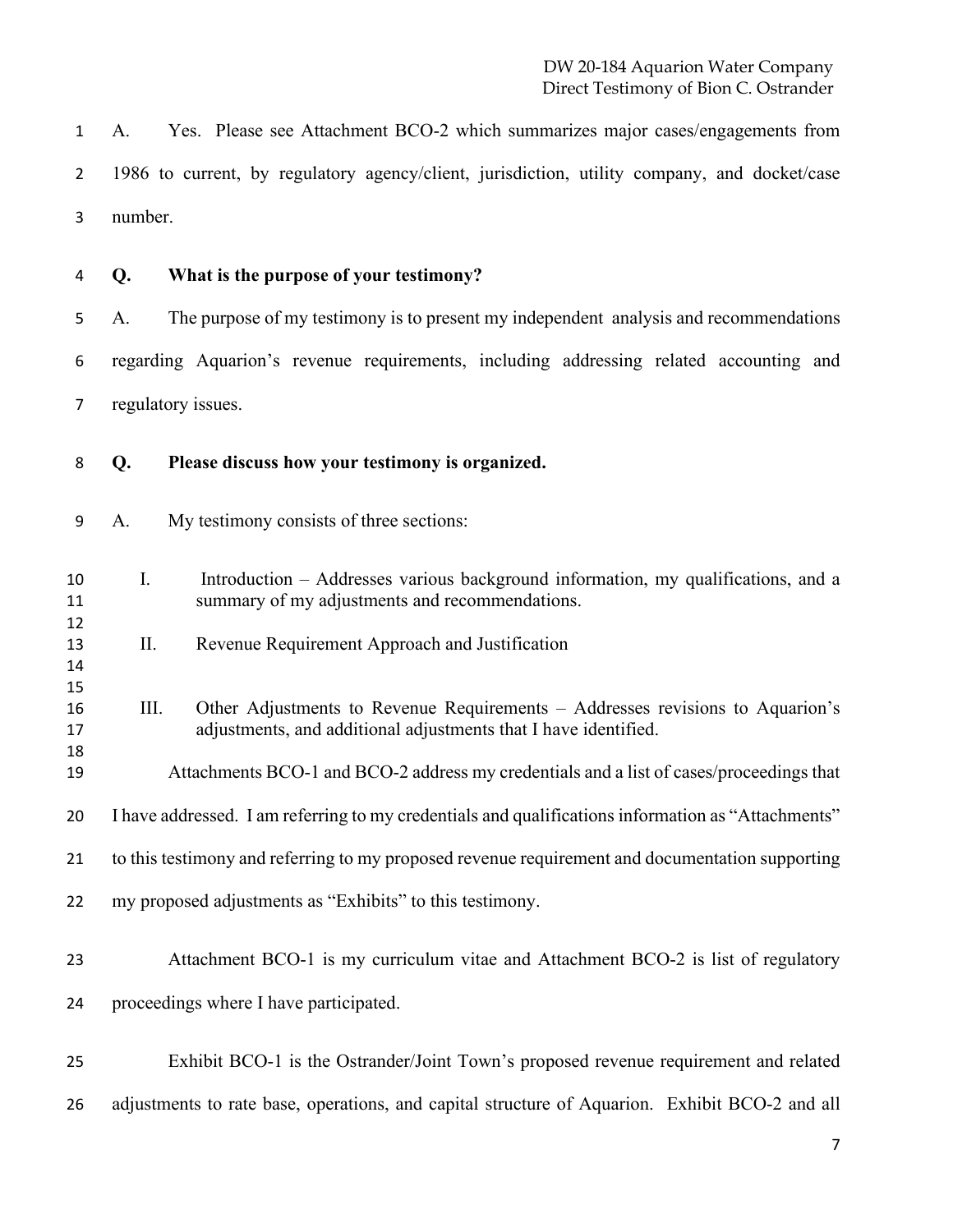A. Yes. Please see Attachment BCO-2 which summarizes major cases/engagements from 1986 to current, by regulatory agency/client, jurisdiction, utility company, and docket/case number.

**Q. What is the purpose of your testimony?**

A. The purpose of my testimony is to present my independent analysis and recommendations regarding Aquarion's revenue requirements, including addressing related accounting and regulatory issues.

**Q. Please discuss how your testimony is organized.**

A. My testimony consists of three sections:

I. Introduction – Addresses various background information, my qualifications, and a summary of my adjustments and recommendations.

II. Revenue Requirement Approach and Justification

III. Other Adjustments to Revenue Requirements – Addresses revisions to Aquarion's adjustments, and additional adjustments that I have identified.

Attachments BCO-1 and BCO-2 address my credentials and a list of cases/proceedings that I have addressed. I am referring to my credentials and qualifications information as "Attachments" to this testimony and referring to my proposed revenue requirement and documentation supporting my proposed adjustments as "Exhibits" to this testimony.

Attachment BCO-1 is my curriculum vitae and Attachment BCO-2 is list of regulatory proceedings where I have participated.

Exhibit BCO-1 is the Ostrander/Joint Town's proposed revenue requirement and related adjustments to rate base, operations, and capital structure of Aquarion. Exhibit BCO-2 and all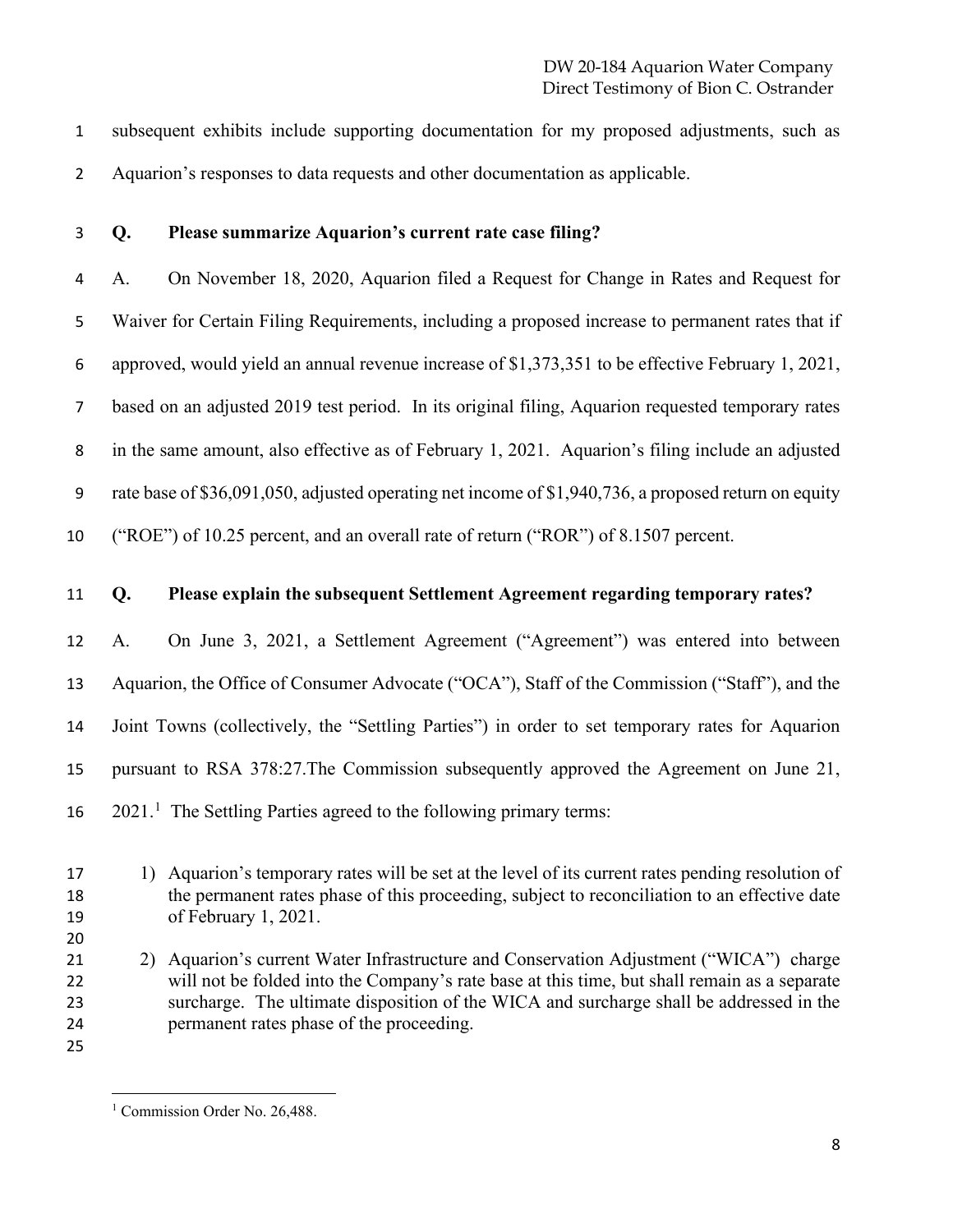subsequent exhibits include supporting documentation for my proposed adjustments, such as Aquarion's responses to data requests and other documentation as applicable.

**Q. Please summarize Aquarion's current rate case filing?**

A. On November 18, 2020, Aquarion filed a Request for Change in Rates and Request for Waiver for Certain Filing Requirements, including a proposed increase to permanent rates that if approved, would yield an annual revenue increase of $1,373,351 to be effective February 1, 2021, based on an adjusted 2019 test period. In its original filing, Aquarion requested temporary rates in the same amount, also effective as of February 1, 2021. Aquarion's filing include an adjusted rate base of $36,091,050, adjusted operating net income of $1,940,736, a proposed return on equity ("ROE") of 10.25 percent, and an overall rate of return ("ROR") of 8.1507 percent.

**Q. Please explain the subsequent Settlement Agreement regarding temporary rates?**

A. On June 3, 2021, a Settlement Agreement ("Agreement") was entered into between Aquarion, the Office of Consumer Advocate ("OCA"), Staff of the Commission ("Staff"), and the Joint Towns (collectively, the "Settling Parties") in order to set temporary rates for Aquarion pursuant to RSA 378:27.The Commission subsequently approved the Agreement on June 21, 2021.[1] The Settling Parties agreed to the following primary terms:

1) Aquarion's temporary rates will be set at the level of its current rates pending resolution of the permanent rates phase of this proceeding, subject to reconciliation to an effective date of February 1, 2021.

2) Aquarion's current Water Infrastructure and Conservation Adjustment ("WICA") charge will not be folded into the Company's rate base at this time, but shall remain as a separate surcharge. The ultimate disposition of the WICA and surcharge shall be addressed in the permanent rates phase of the proceeding.

[1] Commission Order No. 26,488.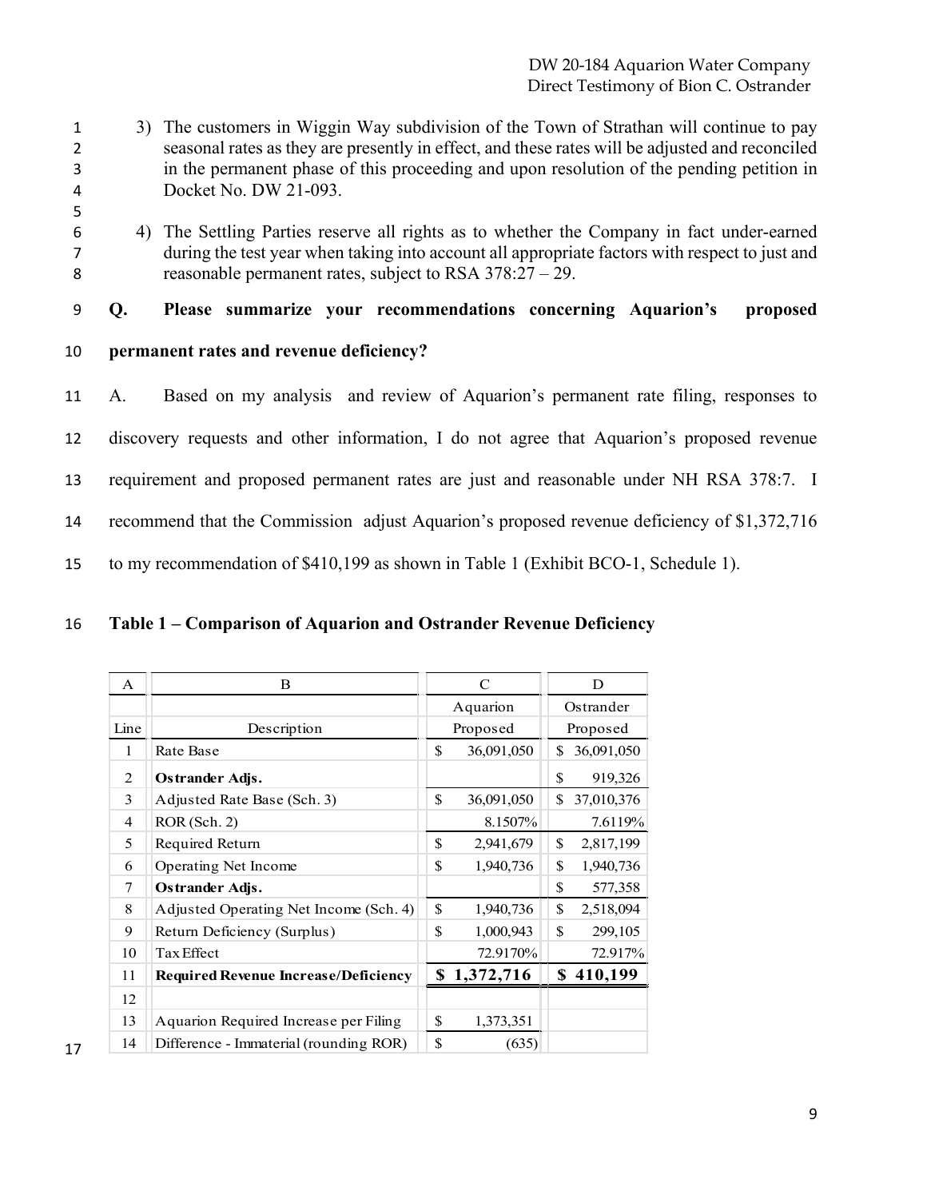3) The customers in Wiggin Way subdivision of the Town of Strathan will continue to pay seasonal rates as they are presently in effect, and these rates will be adjusted and reconciled in the permanent phase of this proceeding and upon resolution of the pending petition in Docket No. DW 21-093.

4) The Settling Parties reserve all rights as to whether the Company in fact under-earned during the test year when taking into account all appropriate factors with respect to just and reasonable permanent rates, subject to RSA 378:27 – 29.

**Q. Please summarize your recommendations concerning Aquarion's proposed permanent rates and revenue deficiency?**

A. Based on my analysis and review of Aquarion's permanent rate filing, responses to discovery requests and other information, I do not agree that Aquarion's proposed revenue requirement and proposed permanent rates are just and reasonable under NH RSA 378:7. I recommend that the Commission adjust Aquarion's proposed revenue deficiency of $1,372,716 to my recommendation of $410,199 as shown in Table 1 (Exhibit BCO-1, Schedule 1).

**Table 1 – Comparison of Aquarion and Ostrander Revenue Deficiency**

| A | B | C | D |
|---|---|---|---|
| | | Aquarion | Ostrander |
| Line | Description | Proposed | Proposed |
| 1 | Rate Base | $ 36,091,050 | $ 36,091,050 |
| 2 | **Ostrander Adjs.** | | $ 919,326 |
| 3 | Adjusted Rate Base (Sch. 3) | $ 36,091,050 | $ 37,010,376 |
| 4 | ROR (Sch. 2) | 8.1507% | 7.6119% |
| 5 | Required Return | $ 2,941,679 | $ 2,817,199 |
| 6 | Operating Net Income | $ 1,940,736 | $ 1,940,736 |
| 7 | **Ostrander Adjs.** | | $ 577,358 |
| 8 | Adjusted Operating Net Income (Sch. 4) | $ 1,940,736 | $ 2,518,094 |
| 9 | Return Deficiency (Surplus) | $ 1,000,943 | $ 299,105 |
| 10 | Tax Effect | 72.9170% | 72.917% |
| 11 | **Required Revenue Increase/Deficiency** | **$ 1,372,716** | **$ 410,199** |
| 12 | | | |
| 13 | Aquarion Required Increase per Filing | $ 1,373,351 | |
| 14 | Difference - Immaterial (rounding ROR) | $ (635) | |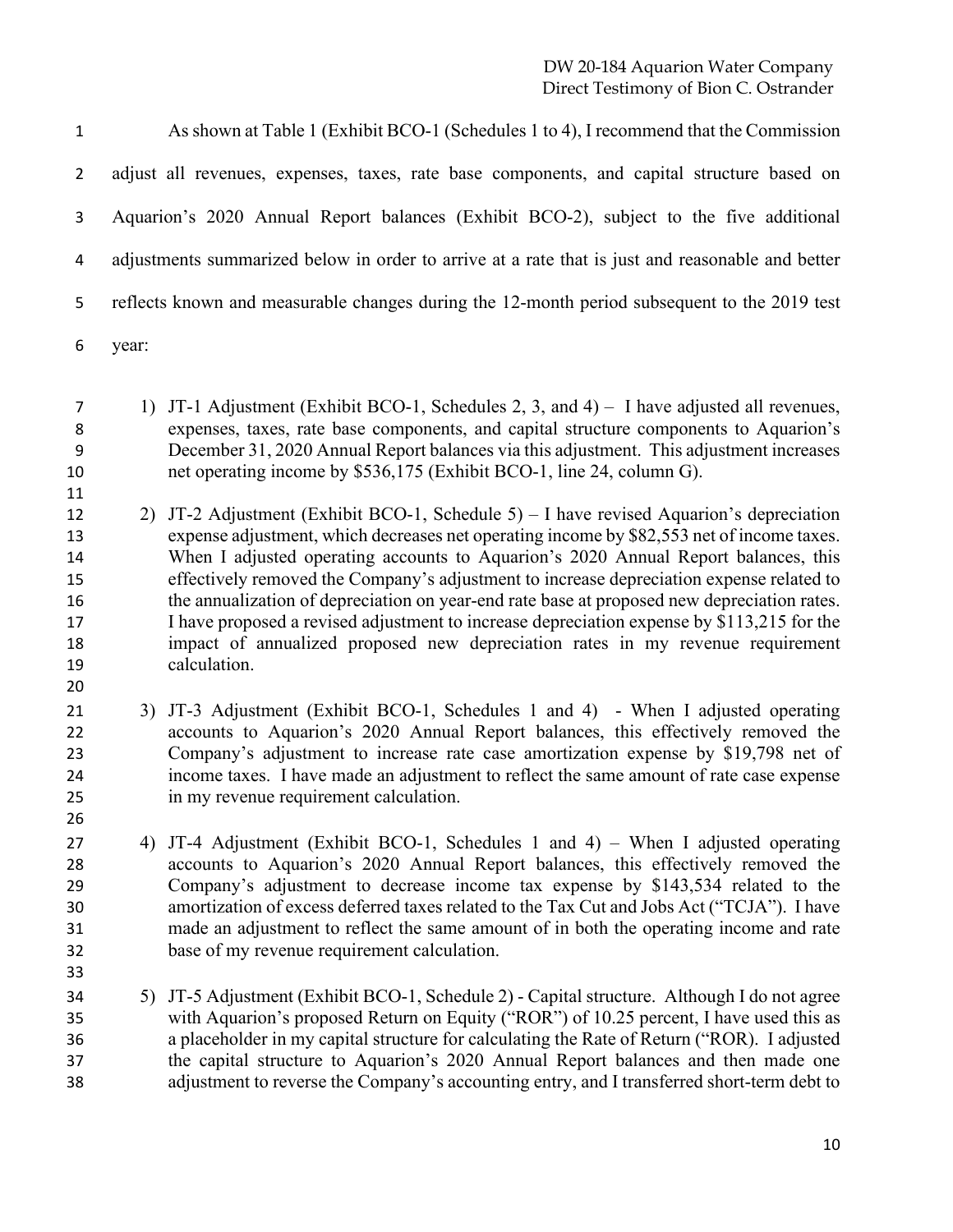As shown at Table 1 (Exhibit BCO-1 (Schedules 1 to 4), I recommend that the Commission adjust all revenues, expenses, taxes, rate base components, and capital structure based on Aquarion's 2020 Annual Report balances (Exhibit BCO-2), subject to the five additional adjustments summarized below in order to arrive at a rate that is just and reasonable and better reflects known and measurable changes during the 12-month period subsequent to the 2019 test year:

1) JT-1 Adjustment (Exhibit BCO-1, Schedules 2, 3, and 4) – I have adjusted all revenues, expenses, taxes, rate base components, and capital structure components to Aquarion's December 31, 2020 Annual Report balances via this adjustment. This adjustment increases net operating income by $536,175 (Exhibit BCO-1, line 24, column G).

2) JT-2 Adjustment (Exhibit BCO-1, Schedule 5) – I have revised Aquarion's depreciation expense adjustment, which decreases net operating income by $82,553 net of income taxes. When I adjusted operating accounts to Aquarion's 2020 Annual Report balances, this effectively removed the Company's adjustment to increase depreciation expense related to the annualization of depreciation on year-end rate base at proposed new depreciation rates. I have proposed a revised adjustment to increase depreciation expense by $113,215 for the impact of annualized proposed new depreciation rates in my revenue requirement calculation.

3) JT-3 Adjustment (Exhibit BCO-1, Schedules 1 and 4) - When I adjusted operating accounts to Aquarion's 2020 Annual Report balances, this effectively removed the Company's adjustment to increase rate case amortization expense by $19,798 net of income taxes. I have made an adjustment to reflect the same amount of rate case expense in my revenue requirement calculation.

4) JT-4 Adjustment (Exhibit BCO-1, Schedules 1 and 4) – When I adjusted operating accounts to Aquarion's 2020 Annual Report balances, this effectively removed the Company's adjustment to decrease income tax expense by $143,534 related to the amortization of excess deferred taxes related to the Tax Cut and Jobs Act ("TCJA"). I have made an adjustment to reflect the same amount of in both the operating income and rate base of my revenue requirement calculation.

5) JT-5 Adjustment (Exhibit BCO-1, Schedule 2) - Capital structure. Although I do not agree with Aquarion's proposed Return on Equity ("ROR") of 10.25 percent, I have used this as a placeholder in my capital structure for calculating the Rate of Return ("ROR). I adjusted the capital structure to Aquarion's 2020 Annual Report balances and then made one adjustment to reverse the Company's accounting entry, and I transferred short-term debt to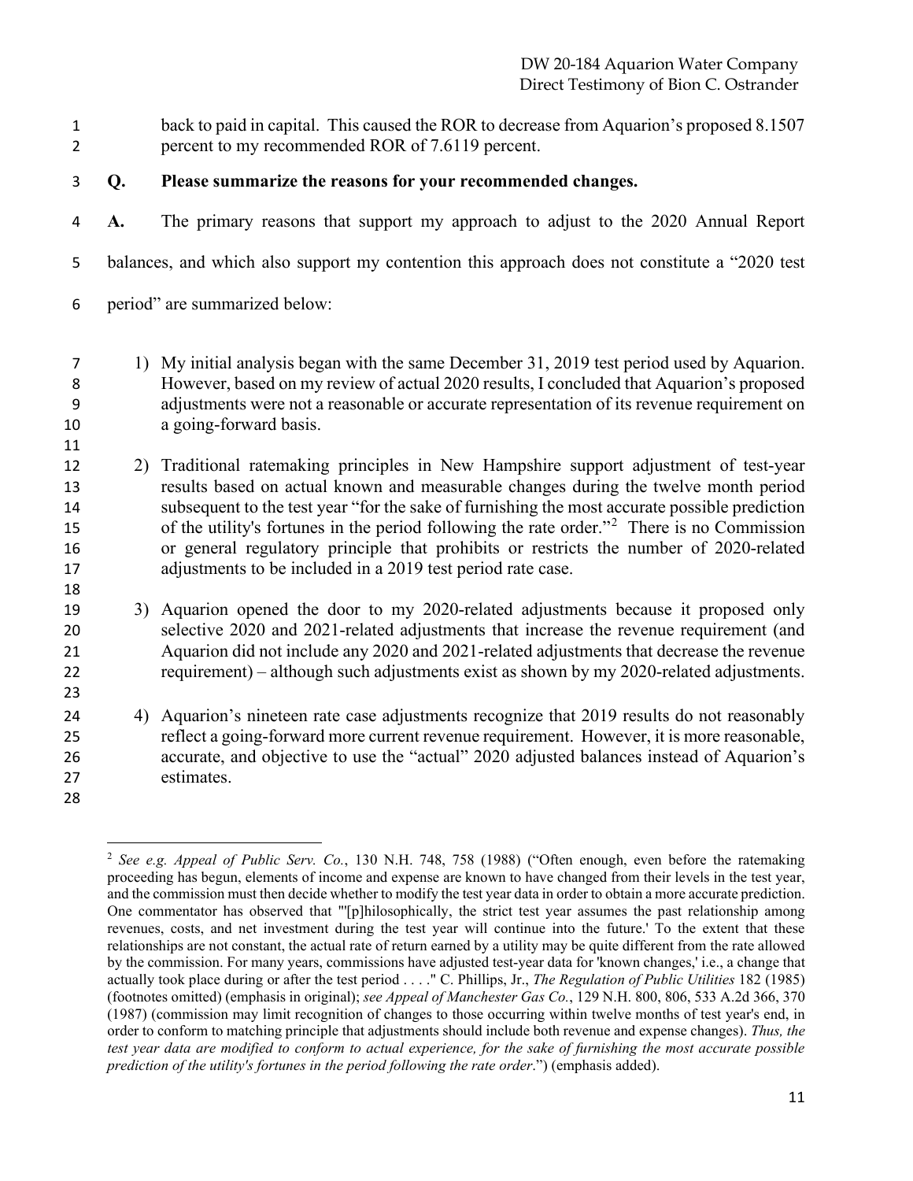back to paid in capital. This caused the ROR to decrease from Aquarion's proposed 8.1507 percent to my recommended ROR of 7.6119 percent.

**Q. Please summarize the reasons for your recommended changes.**

**A.** The primary reasons that support my approach to adjust to the 2020 Annual Report balances, and which also support my contention this approach does not constitute a "2020 test period" are summarized below:

1) My initial analysis began with the same December 31, 2019 test period used by Aquarion. However, based on my review of actual 2020 results, I concluded that Aquarion's proposed adjustments were not a reasonable or accurate representation of its revenue requirement on a going-forward basis.

2) Traditional ratemaking principles in New Hampshire support adjustment of test-year results based on actual known and measurable changes during the twelve month period subsequent to the test year "for the sake of furnishing the most accurate possible prediction of the utility's fortunes in the period following the rate order."[2] There is no Commission or general regulatory principle that prohibits or restricts the number of 2020-related adjustments to be included in a 2019 test period rate case.

3) Aquarion opened the door to my 2020-related adjustments because it proposed only selective 2020 and 2021-related adjustments that increase the revenue requirement (and Aquarion did not include any 2020 and 2021-related adjustments that decrease the revenue requirement) – although such adjustments exist as shown by my 2020-related adjustments.

4) Aquarion's nineteen rate case adjustments recognize that 2019 results do not reasonably reflect a going-forward more current revenue requirement. However, it is more reasonable, accurate, and objective to use the "actual" 2020 adjusted balances instead of Aquarion's estimates.

---

[2] *See e.g. Appeal of Public Serv. Co.*, 130 N.H. 748, 758 (1988) ("Often enough, even before the ratemaking proceeding has begun, elements of income and expense are known to have changed from their levels in the test year, and the commission must then decide whether to modify the test year data in order to obtain a more accurate prediction. One commentator has observed that "'[p]hilosophically, the strict test year assumes the past relationship among revenues, costs, and net investment during the test year will continue into the future.' To the extent that these relationships are not constant, the actual rate of return earned by a utility may be quite different from the rate allowed by the commission. For many years, commissions have adjusted test-year data for 'known changes,' i.e., a change that actually took place during or after the test period . . . ." C. Phillips, Jr., *The Regulation of Public Utilities* 182 (1985) (footnotes omitted) (emphasis in original); *see Appeal of Manchester Gas Co.*, 129 N.H. 800, 806, 533 A.2d 366, 370 (1987) (commission may limit recognition of changes to those occurring within twelve months of test year's end, in order to conform to matching principle that adjustments should include both revenue and expense changes). *Thus, the test year data are modified to conform to actual experience, for the sake of furnishing the most accurate possible prediction of the utility's fortunes in the period following the rate order*.") (emphasis added).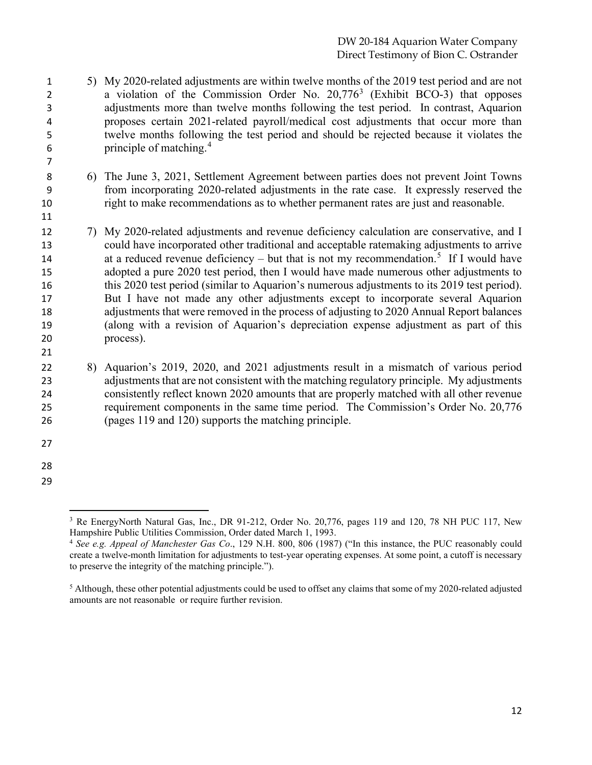5) My 2020-related adjustments are within twelve months of the 2019 test period and are not a violation of the Commission Order No. 20,776[3] (Exhibit BCO-3) that opposes adjustments more than twelve months following the test period. In contrast, Aquarion proposes certain 2021-related payroll/medical cost adjustments that occur more than twelve months following the test period and should be rejected because it violates the principle of matching.[4]

6) The June 3, 2021, Settlement Agreement between parties does not prevent Joint Towns from incorporating 2020-related adjustments in the rate case. It expressly reserved the right to make recommendations as to whether permanent rates are just and reasonable.

7) My 2020-related adjustments and revenue deficiency calculation are conservative, and I could have incorporated other traditional and acceptable ratemaking adjustments to arrive at a reduced revenue deficiency – but that is not my recommendation.[5] If I would have adopted a pure 2020 test period, then I would have made numerous other adjustments to this 2020 test period (similar to Aquarion's numerous adjustments to its 2019 test period). But I have not made any other adjustments except to incorporate several Aquarion adjustments that were removed in the process of adjusting to 2020 Annual Report balances (along with a revision of Aquarion's depreciation expense adjustment as part of this process).

8) Aquarion's 2019, 2020, and 2021 adjustments result in a mismatch of various period adjustments that are not consistent with the matching regulatory principle. My adjustments consistently reflect known 2020 amounts that are properly matched with all other revenue requirement components in the same time period. The Commission's Order No. 20,776 (pages 119 and 120) supports the matching principle.

---

[3] Re EnergyNorth Natural Gas, Inc., DR 91-212, Order No. 20,776, pages 119 and 120, 78 NH PUC 117, New Hampshire Public Utilities Commission, Order dated March 1, 1993.

[4] *See e.g. Appeal of Manchester Gas Co*., 129 N.H. 800, 806 (1987) ("In this instance, the PUC reasonably could create a twelve-month limitation for adjustments to test-year operating expenses. At some point, a cutoff is necessary to preserve the integrity of the matching principle.").

[5] Although, these other potential adjustments could be used to offset any claims that some of my 2020-related adjusted amounts are not reasonable or require further revision.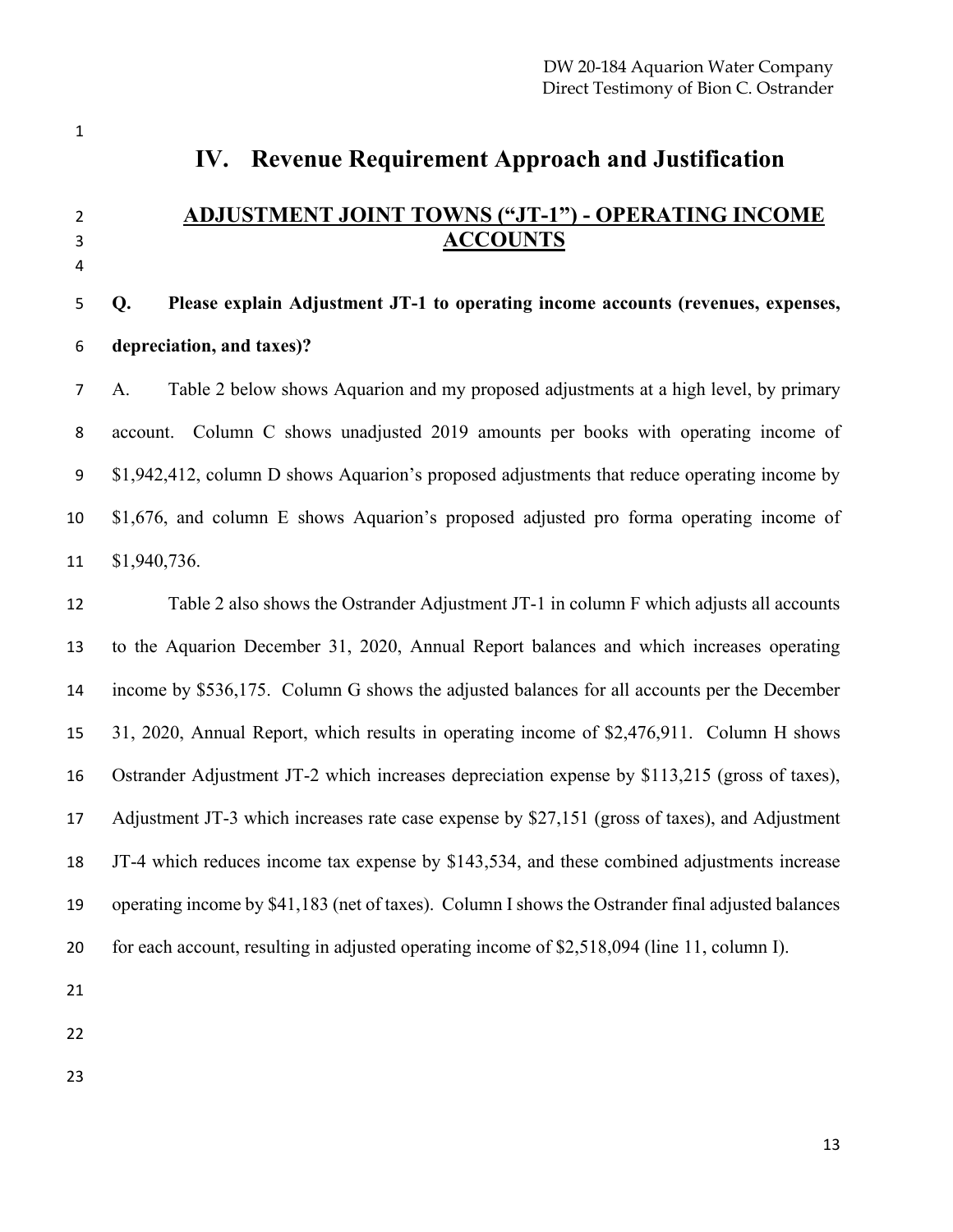# IV. Revenue Requirement Approach and Justification

## ADJUSTMENT JOINT TOWNS ("JT-1") - OPERATING INCOME ACCOUNTS

**Q. Please explain Adjustment JT-1 to operating income accounts (revenues, expenses, depreciation, and taxes)?**

A. Table 2 below shows Aquarion and my proposed adjustments at a high level, by primary account. Column C shows unadjusted 2019 amounts per books with operating income of $1,942,412, column D shows Aquarion's proposed adjustments that reduce operating income by $1,676, and column E shows Aquarion's proposed adjusted pro forma operating income of $1,940,736.

Table 2 also shows the Ostrander Adjustment JT-1 in column F which adjusts all accounts to the Aquarion December 31, 2020, Annual Report balances and which increases operating income by $536,175. Column G shows the adjusted balances for all accounts per the December 31, 2020, Annual Report, which results in operating income of $2,476,911. Column H shows Ostrander Adjustment JT-2 which increases depreciation expense by $113,215 (gross of taxes), Adjustment JT-3 which increases rate case expense by $27,151 (gross of taxes), and Adjustment JT-4 which reduces income tax expense by $143,534, and these combined adjustments increase operating income by $41,183 (net of taxes). Column I shows the Ostrander final adjusted balances for each account, resulting in adjusted operating income of $2,518,094 (line 11, column I).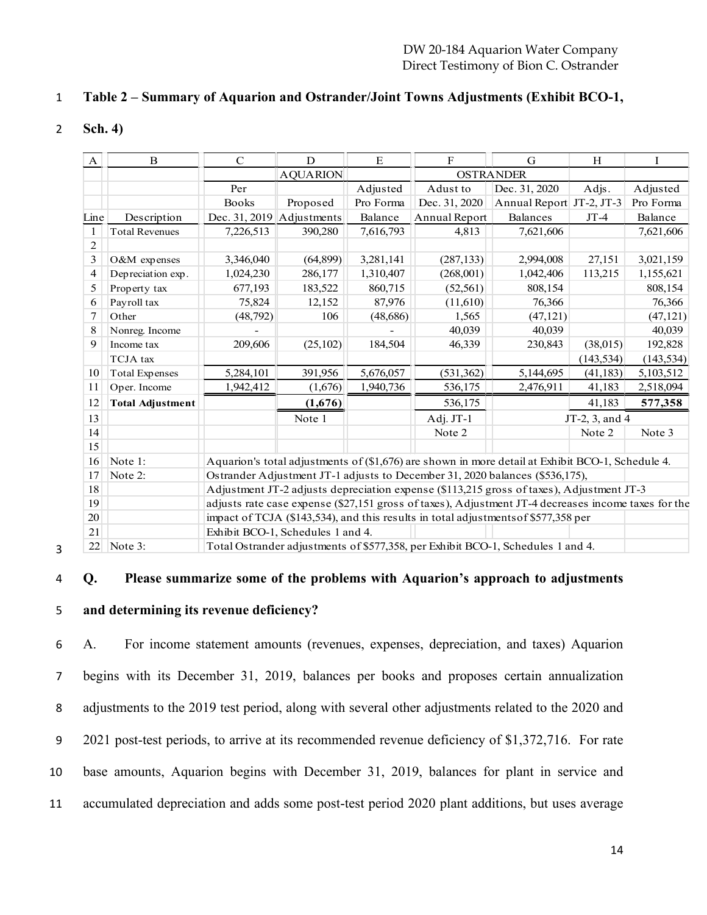**Table 2 – Summary of Aquarion and Ostrander/Joint Towns Adjustments (Exhibit BCO-1, Sch. 4)**

| A | B | C | D | E | F | G | H | I |
|---|---|---|---|---|---|---|---|---|
| | | | AQUARION | | OSTRANDER | | | |
| | | Per Books | Proposed | Adjusted Pro Forma | Adust to Dec. 31, 2020 | Dec. 31, 2020 Annual Report | Adjs. JT-2, JT-3 | Adjusted Pro Forma |
| Line | Description | Dec. 31, 2019 | Adjustments | Balance | Annual Report | Balances | JT-4 | Balance |
| 1 | Total Revenues | 7,226,513 | 390,280 | 7,616,793 | 4,813 | 7,621,606 | | 7,621,606 |
| 2 | | | | | | | | |
| 3 | O&M expenses | 3,346,040 | (64,899) | 3,281,141 | (287,133) | 2,994,008 | 27,151 | 3,021,159 |
| 4 | Depreciation exp. | 1,024,230 | 286,177 | 1,310,407 | (268,001) | 1,042,406 | 113,215 | 1,155,621 |
| 5 | Property tax | 677,193 | 183,522 | 860,715 | (52,561) | 808,154 | | 808,154 |
| 6 | Payroll tax | 75,824 | 12,152 | 87,976 | (11,610) | 76,366 | | 76,366 |
| 7 | Other | (48,792) | 106 | (48,686) | 1,565 | (47,121) | | (47,121) |
| 8 | Nonreg. Income | - | | - | 40,039 | 40,039 | | 40,039 |
| 9 | Income tax | 209,606 | (25,102) | 184,504 | 46,339 | 230,843 | (38,015) | 192,828 |
| | TCJA tax | | | | | | (143,534) | (143,534) |
| 10 | Total Expenses | 5,284,101 | 391,956 | 5,676,057 | (531,362) | 5,144,695 | (41,183) | 5,103,512 |
| 11 | Oper. Income | 1,942,412 | (1,676) | 1,940,736 | 536,175 | 2,476,911 | 41,183 | 2,518,094 |
| 12 | **Total Adjustment** | | **(1,676)** | | 536,175 | | 41,183 | **577,358** |
| 13 | | | Note 1 | | Adj. JT-1 | JT-2, 3, and 4 | | |
| 14 | | | | | Note 2 | | Note 2 | Note 3 |
| 15 | | | | | | | | |
| 16 | Note 1: | Aquarion's total adjustments of ($1,676) are shown in more detail at Exhibit BCO-1, Schedule 4. | | | | | | |
| 17 | Note 2: | Ostrander Adjustment JT-1 adjusts to December 31, 2020 balances ($536,175), | | | | | | |
| 18 | | Adjustment JT-2 adjusts depreciation expense ($113,215 gross of taxes), Adjustment JT-3 | | | | | | |
| 19 | | adjusts rate case expense ($27,151 gross of taxes), Adjustment JT-4 decreases income taxes for the | | | | | | |
| 20 | | impact of TCJA ($143,534), and this results in total adjustments of $577,358 per | | | | | | |
| 21 | | Exhibit BCO-1, Schedules 1 and 4. | | | | | | |
| 22 | Note 3: | Total Ostrander adjustments of $577,358, per Exhibit BCO-1, Schedules 1 and 4. | | | | | | |

**Q. Please summarize some of the problems with Aquarion's approach to adjustments and determining its revenue deficiency?**

A. For income statement amounts (revenues, expenses, depreciation, and taxes) Aquarion begins with its December 31, 2019, balances per books and proposes certain annualization adjustments to the 2019 test period, along with several other adjustments related to the 2020 and 2021 post-test periods, to arrive at its recommended revenue deficiency of $1,372,716. For rate base amounts, Aquarion begins with December 31, 2019, balances for plant in service and accumulated depreciation and adds some post-test period 2020 plant additions, but uses average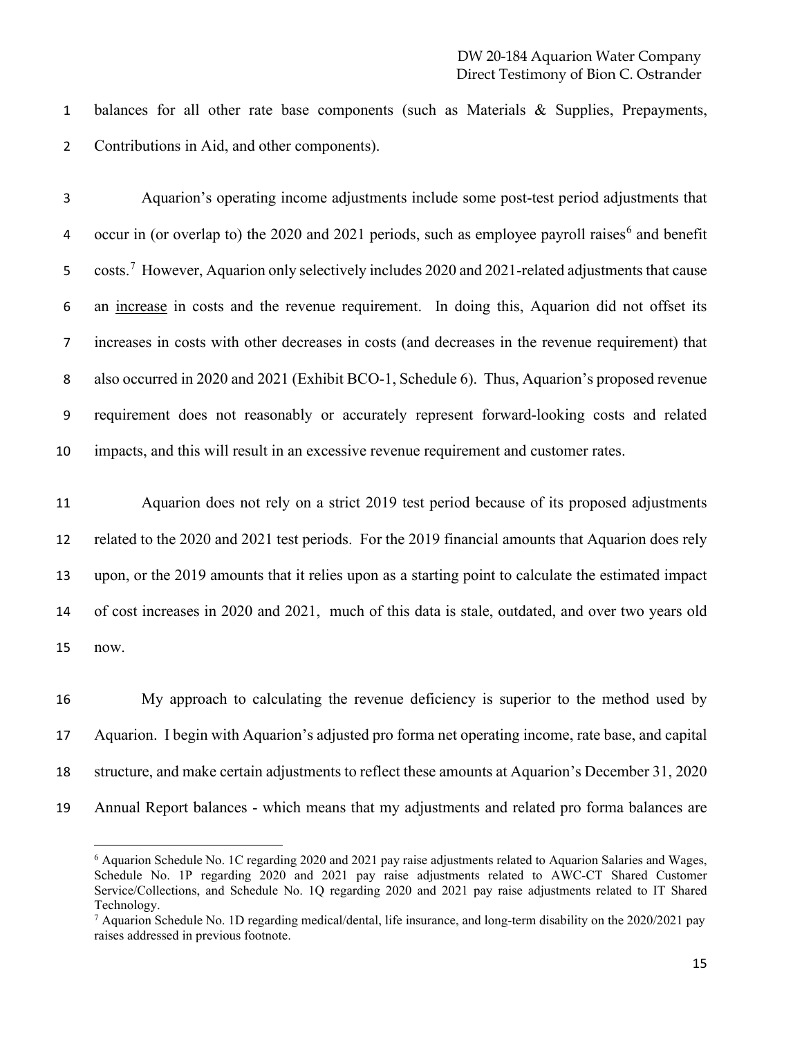balances for all other rate base components (such as Materials & Supplies, Prepayments, Contributions in Aid, and other components).

Aquarion's operating income adjustments include some post-test period adjustments that occur in (or overlap to) the 2020 and 2021 periods, such as employee payroll raises[6] and benefit costs.[7] However, Aquarion only selectively includes 2020 and 2021-related adjustments that cause an increase in costs and the revenue requirement. In doing this, Aquarion did not offset its increases in costs with other decreases in costs (and decreases in the revenue requirement) that also occurred in 2020 and 2021 (Exhibit BCO-1, Schedule 6). Thus, Aquarion's proposed revenue requirement does not reasonably or accurately represent forward-looking costs and related impacts, and this will result in an excessive revenue requirement and customer rates.

Aquarion does not rely on a strict 2019 test period because of its proposed adjustments related to the 2020 and 2021 test periods. For the 2019 financial amounts that Aquarion does rely upon, or the 2019 amounts that it relies upon as a starting point to calculate the estimated impact of cost increases in 2020 and 2021, much of this data is stale, outdated, and over two years old now.

My approach to calculating the revenue deficiency is superior to the method used by Aquarion. I begin with Aquarion's adjusted pro forma net operating income, rate base, and capital structure, and make certain adjustments to reflect these amounts at Aquarion's December 31, 2020 Annual Report balances - which means that my adjustments and related pro forma balances are

---

[6] Aquarion Schedule No. 1C regarding 2020 and 2021 pay raise adjustments related to Aquarion Salaries and Wages, Schedule No. 1P regarding 2020 and 2021 pay raise adjustments related to AWC-CT Shared Customer Service/Collections, and Schedule No. 1Q regarding 2020 and 2021 pay raise adjustments related to IT Shared Technology.

[7] Aquarion Schedule No. 1D regarding medical/dental, life insurance, and long-term disability on the 2020/2021 pay raises addressed in previous footnote.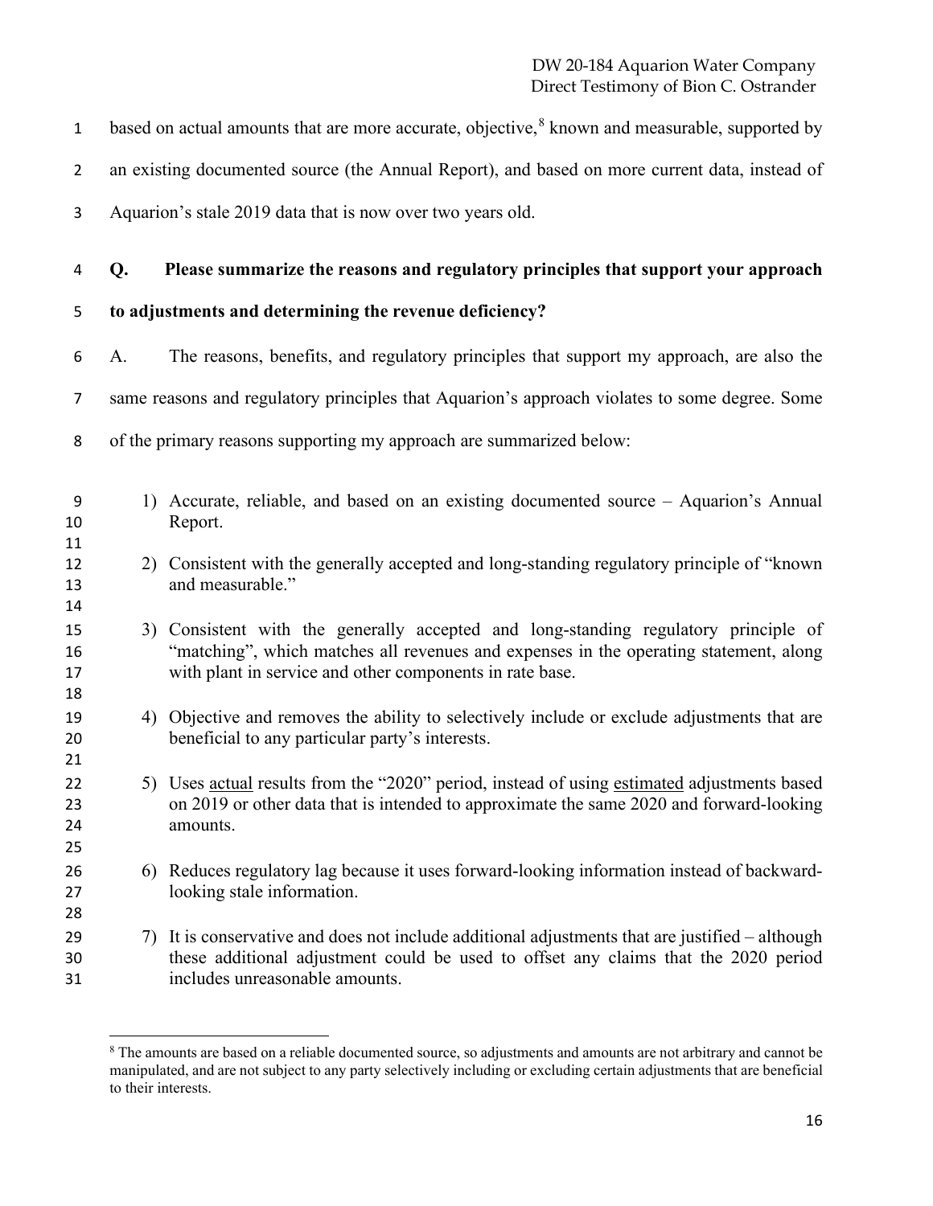based on actual amounts that are more accurate, objective,[8] known and measurable, supported by an existing documented source (the Annual Report), and based on more current data, instead of Aquarion's stale 2019 data that is now over two years old.

**Q. Please summarize the reasons and regulatory principles that support your approach to adjustments and determining the revenue deficiency?**

A. The reasons, benefits, and regulatory principles that support my approach, are also the same reasons and regulatory principles that Aquarion's approach violates to some degree. Some of the primary reasons supporting my approach are summarized below:

1) Accurate, reliable, and based on an existing documented source – Aquarion's Annual Report.

2) Consistent with the generally accepted and long-standing regulatory principle of "known and measurable."

3) Consistent with the generally accepted and long-standing regulatory principle of "matching", which matches all revenues and expenses in the operating statement, along with plant in service and other components in rate base.

4) Objective and removes the ability to selectively include or exclude adjustments that are beneficial to any particular party's interests.

5) Uses <u>actual</u> results from the "2020" period, instead of using <u>estimated</u> adjustments based on 2019 or other data that is intended to approximate the same 2020 and forward-looking amounts.

6) Reduces regulatory lag because it uses forward-looking information instead of backward-looking stale information.

7) It is conservative and does not include additional adjustments that are justified – although these additional adjustment could be used to offset any claims that the 2020 period includes unreasonable amounts.

---

[8] The amounts are based on a reliable documented source, so adjustments and amounts are not arbitrary and cannot be manipulated, and are not subject to any party selectively including or excluding certain adjustments that are beneficial to their interests.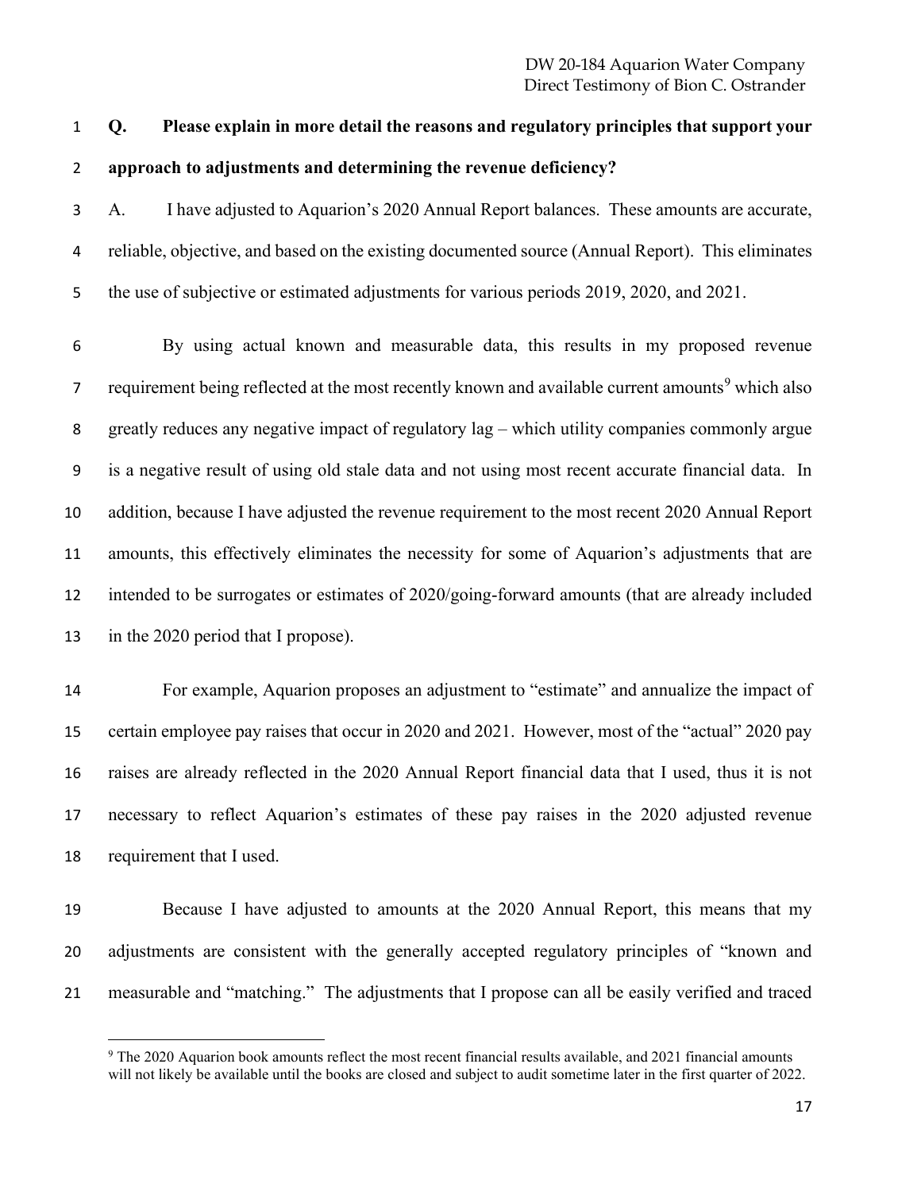**Q. Please explain in more detail the reasons and regulatory principles that support your approach to adjustments and determining the revenue deficiency?**

A. I have adjusted to Aquarion's 2020 Annual Report balances. These amounts are accurate, reliable, objective, and based on the existing documented source (Annual Report). This eliminates the use of subjective or estimated adjustments for various periods 2019, 2020, and 2021.

By using actual known and measurable data, this results in my proposed revenue requirement being reflected at the most recently known and available current amounts[9] which also greatly reduces any negative impact of regulatory lag – which utility companies commonly argue is a negative result of using old stale data and not using most recent accurate financial data. In addition, because I have adjusted the revenue requirement to the most recent 2020 Annual Report amounts, this effectively eliminates the necessity for some of Aquarion's adjustments that are intended to be surrogates or estimates of 2020/going-forward amounts (that are already included in the 2020 period that I propose).

For example, Aquarion proposes an adjustment to "estimate" and annualize the impact of certain employee pay raises that occur in 2020 and 2021. However, most of the "actual" 2020 pay raises are already reflected in the 2020 Annual Report financial data that I used, thus it is not necessary to reflect Aquarion's estimates of these pay raises in the 2020 adjusted revenue requirement that I used.

Because I have adjusted to amounts at the 2020 Annual Report, this means that my adjustments are consistent with the generally accepted regulatory principles of "known and measurable and "matching." The adjustments that I propose can all be easily verified and traced

---

[9] The 2020 Aquarion book amounts reflect the most recent financial results available, and 2021 financial amounts will not likely be available until the books are closed and subject to audit sometime later in the first quarter of 2022.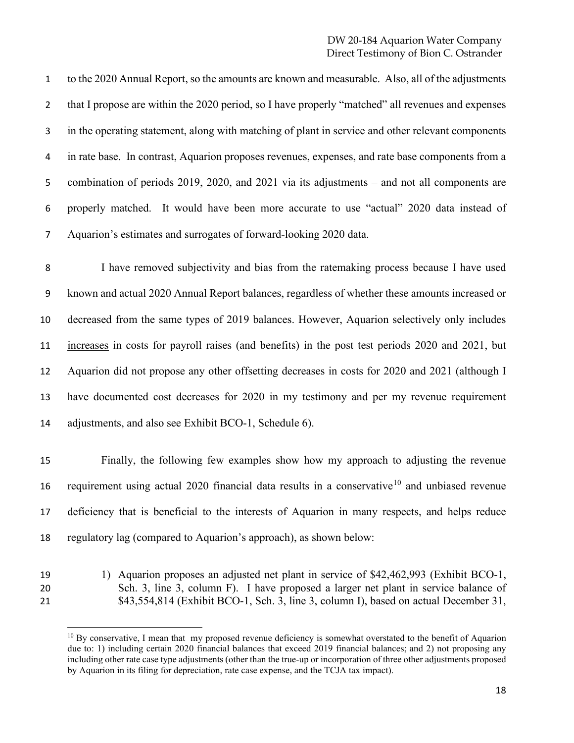to the 2020 Annual Report, so the amounts are known and measurable. Also, all of the adjustments that I propose are within the 2020 period, so I have properly "matched" all revenues and expenses in the operating statement, along with matching of plant in service and other relevant components in rate base. In contrast, Aquarion proposes revenues, expenses, and rate base components from a combination of periods 2019, 2020, and 2021 via its adjustments – and not all components are properly matched. It would have been more accurate to use "actual" 2020 data instead of Aquarion's estimates and surrogates of forward-looking 2020 data.

I have removed subjectivity and bias from the ratemaking process because I have used known and actual 2020 Annual Report balances, regardless of whether these amounts increased or decreased from the same types of 2019 balances. However, Aquarion selectively only includes <u>increases</u> in costs for payroll raises (and benefits) in the post test periods 2020 and 2021, but Aquarion did not propose any other offsetting decreases in costs for 2020 and 2021 (although I have documented cost decreases for 2020 in my testimony and per my revenue requirement adjustments, and also see Exhibit BCO-1, Schedule 6).

Finally, the following few examples show how my approach to adjusting the revenue requirement using actual 2020 financial data results in a conservative[10] and unbiased revenue deficiency that is beneficial to the interests of Aquarion in many respects, and helps reduce regulatory lag (compared to Aquarion's approach), as shown below:

1) Aquarion proposes an adjusted net plant in service of $42,462,993 (Exhibit BCO-1, Sch. 3, line 3, column F). I have proposed a larger net plant in service balance of $43,554,814 (Exhibit BCO-1, Sch. 3, line 3, column I), based on actual December 31,

---

[10] By conservative, I mean that my proposed revenue deficiency is somewhat overstated to the benefit of Aquarion due to: 1) including certain 2020 financial balances that exceed 2019 financial balances; and 2) not proposing any including other rate case type adjustments (other than the true-up or incorporation of three other adjustments proposed by Aquarion in its filing for depreciation, rate case expense, and the TCJA tax impact).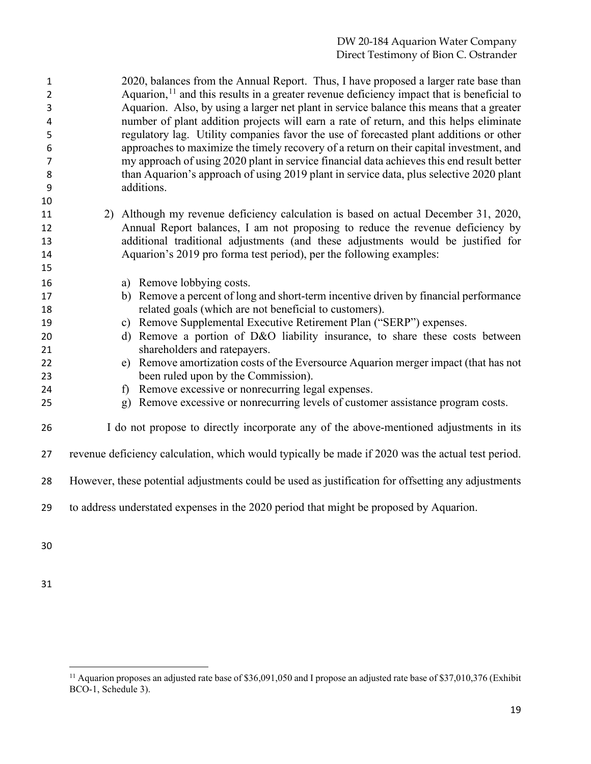2020, balances from the Annual Report. Thus, I have proposed a larger rate base than Aquarion,[11] and this results in a greater revenue deficiency impact that is beneficial to Aquarion. Also, by using a larger net plant in service balance this means that a greater number of plant addition projects will earn a rate of return, and this helps eliminate regulatory lag. Utility companies favor the use of forecasted plant additions or other approaches to maximize the timely recovery of a return on their capital investment, and my approach of using 2020 plant in service financial data achieves this end result better than Aquarion's approach of using 2019 plant in service data, plus selective 2020 plant additions.

2) Although my revenue deficiency calculation is based on actual December 31, 2020, Annual Report balances, I am not proposing to reduce the revenue deficiency by additional traditional adjustments (and these adjustments would be justified for Aquarion's 2019 pro forma test period), per the following examples:

   a) Remove lobbying costs.
   b) Remove a percent of long and short-term incentive driven by financial performance related goals (which are not beneficial to customers).
   c) Remove Supplemental Executive Retirement Plan ("SERP") expenses.
   d) Remove a portion of D&O liability insurance, to share these costs between shareholders and ratepayers.
   e) Remove amortization costs of the Eversource Aquarion merger impact (that has not been ruled upon by the Commission).
   f) Remove excessive or nonrecurring legal expenses.
   g) Remove excessive or nonrecurring levels of customer assistance program costs.

I do not propose to directly incorporate any of the above-mentioned adjustments in its revenue deficiency calculation, which would typically be made if 2020 was the actual test period. However, these potential adjustments could be used as justification for offsetting any adjustments to address understated expenses in the 2020 period that might be proposed by Aquarion.

---

[11] Aquarion proposes an adjusted rate base of $36,091,050 and I propose an adjusted rate base of $37,010,376 (Exhibit BCO-1, Schedule 3).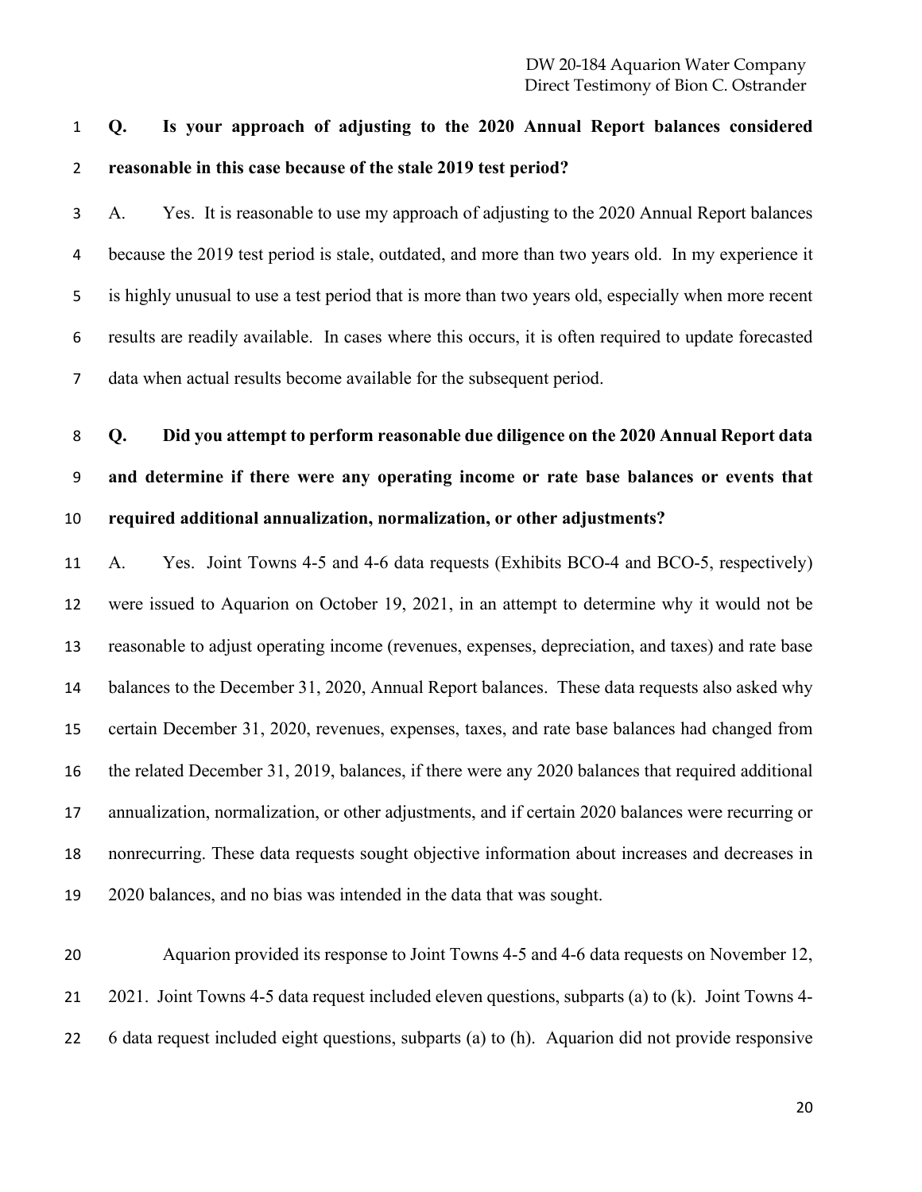**Q. Is your approach of adjusting to the 2020 Annual Report balances considered reasonable in this case because of the stale 2019 test period?**

A. Yes. It is reasonable to use my approach of adjusting to the 2020 Annual Report balances because the 2019 test period is stale, outdated, and more than two years old. In my experience it is highly unusual to use a test period that is more than two years old, especially when more recent results are readily available. In cases where this occurs, it is often required to update forecasted data when actual results become available for the subsequent period.

**Q. Did you attempt to perform reasonable due diligence on the 2020 Annual Report data and determine if there were any operating income or rate base balances or events that required additional annualization, normalization, or other adjustments?**

A. Yes. Joint Towns 4-5 and 4-6 data requests (Exhibits BCO-4 and BCO-5, respectively) were issued to Aquarion on October 19, 2021, in an attempt to determine why it would not be reasonable to adjust operating income (revenues, expenses, depreciation, and taxes) and rate base balances to the December 31, 2020, Annual Report balances. These data requests also asked why certain December 31, 2020, revenues, expenses, taxes, and rate base balances had changed from the related December 31, 2019, balances, if there were any 2020 balances that required additional annualization, normalization, or other adjustments, and if certain 2020 balances were recurring or nonrecurring. These data requests sought objective information about increases and decreases in 2020 balances, and no bias was intended in the data that was sought.

Aquarion provided its response to Joint Towns 4-5 and 4-6 data requests on November 12, 2021. Joint Towns 4-5 data request included eleven questions, subparts (a) to (k). Joint Towns 4-6 data request included eight questions, subparts (a) to (h). Aquarion did not provide responsive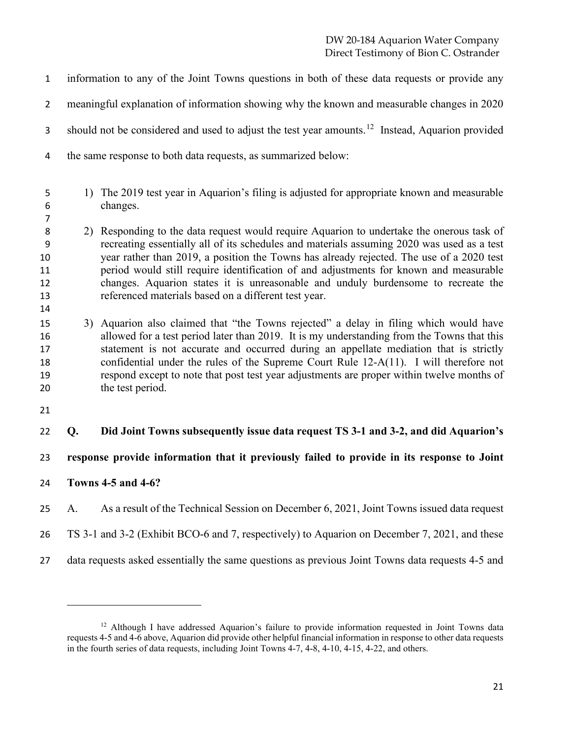information to any of the Joint Towns questions in both of these data requests or provide any meaningful explanation of information showing why the known and measurable changes in 2020 should not be considered and used to adjust the test year amounts.[12] Instead, Aquarion provided the same response to both data requests, as summarized below:

1) The 2019 test year in Aquarion's filing is adjusted for appropriate known and measurable changes.

2) Responding to the data request would require Aquarion to undertake the onerous task of recreating essentially all of its schedules and materials assuming 2020 was used as a test year rather than 2019, a position the Towns has already rejected. The use of a 2020 test period would still require identification of and adjustments for known and measurable changes. Aquarion states it is unreasonable and unduly burdensome to recreate the referenced materials based on a different test year.

3) Aquarion also claimed that "the Towns rejected" a delay in filing which would have allowed for a test period later than 2019. It is my understanding from the Towns that this statement is not accurate and occurred during an appellate mediation that is strictly confidential under the rules of the Supreme Court Rule 12-A(11). I will therefore not respond except to note that post test year adjustments are proper within twelve months of the test period.

**Q. Did Joint Towns subsequently issue data request TS 3-1 and 3-2, and did Aquarion's response provide information that it previously failed to provide in its response to Joint Towns 4-5 and 4-6?**

A. As a result of the Technical Session on December 6, 2021, Joint Towns issued data request TS 3-1 and 3-2 (Exhibit BCO-6 and 7, respectively) to Aquarion on December 7, 2021, and these data requests asked essentially the same questions as previous Joint Towns data requests 4-5 and

---

[12] Although I have addressed Aquarion's failure to provide information requested in Joint Towns data requests 4-5 and 4-6 above, Aquarion did provide other helpful financial information in response to other data requests in the fourth series of data requests, including Joint Towns 4-7, 4-8, 4-10, 4-15, 4-22, and others.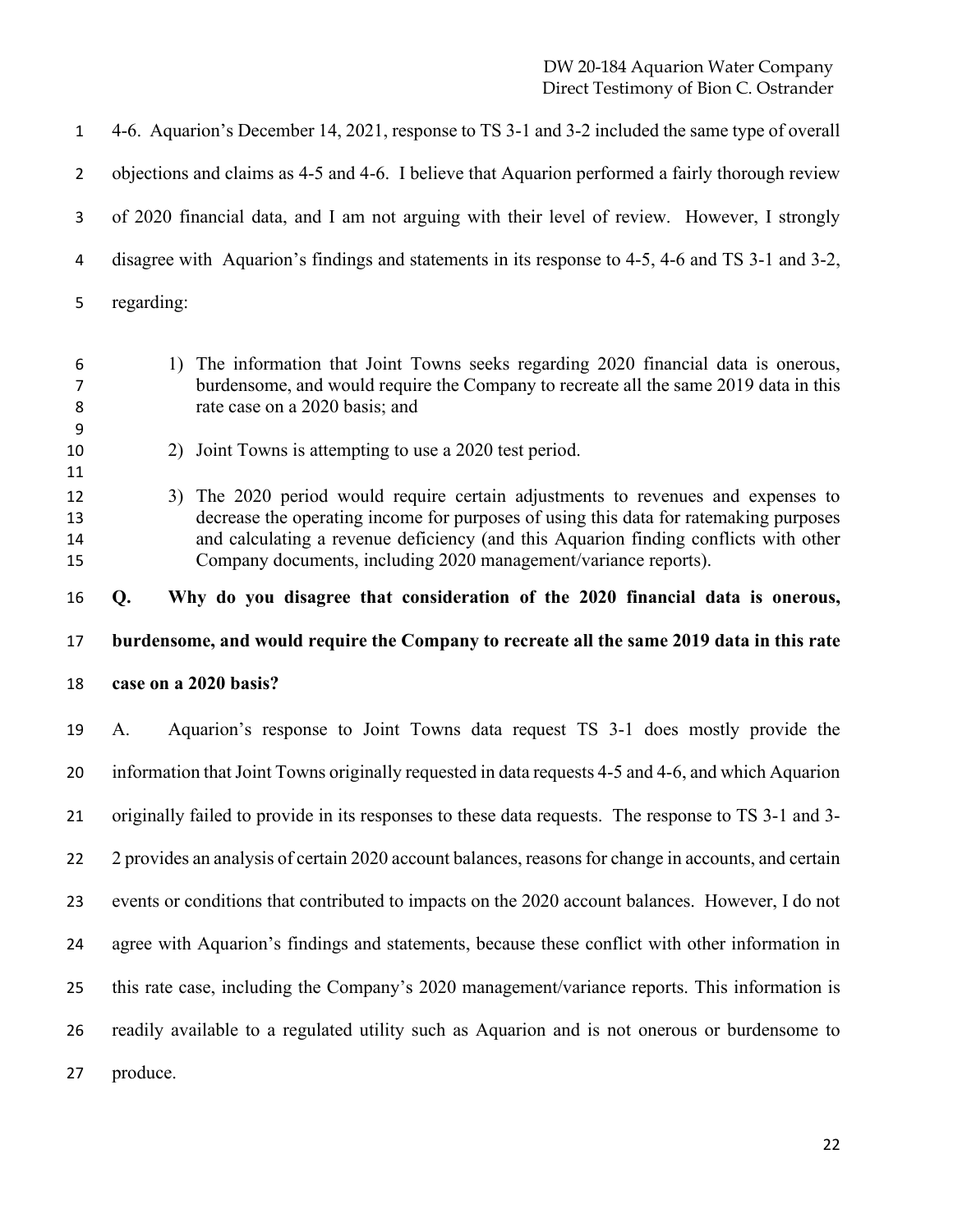4-6. Aquarion's December 14, 2021, response to TS 3-1 and 3-2 included the same type of overall objections and claims as 4-5 and 4-6. I believe that Aquarion performed a fairly thorough review of 2020 financial data, and I am not arguing with their level of review. However, I strongly disagree with Aquarion's findings and statements in its response to 4-5, 4-6 and TS 3-1 and 3-2, regarding:

1) The information that Joint Towns seeks regarding 2020 financial data is onerous, burdensome, and would require the Company to recreate all the same 2019 data in this rate case on a 2020 basis; and

2) Joint Towns is attempting to use a 2020 test period.

3) The 2020 period would require certain adjustments to revenues and expenses to decrease the operating income for purposes of using this data for ratemaking purposes and calculating a revenue deficiency (and this Aquarion finding conflicts with other Company documents, including 2020 management/variance reports).

**Q. Why do you disagree that consideration of the 2020 financial data is onerous, burdensome, and would require the Company to recreate all the same 2019 data in this rate case on a 2020 basis?**

A. Aquarion's response to Joint Towns data request TS 3-1 does mostly provide the information that Joint Towns originally requested in data requests 4-5 and 4-6, and which Aquarion originally failed to provide in its responses to these data requests. The response to TS 3-1 and 3-2 provides an analysis of certain 2020 account balances, reasons for change in accounts, and certain events or conditions that contributed to impacts on the 2020 account balances. However, I do not agree with Aquarion's findings and statements, because these conflict with other information in this rate case, including the Company's 2020 management/variance reports. This information is readily available to a regulated utility such as Aquarion and is not onerous or burdensome to produce.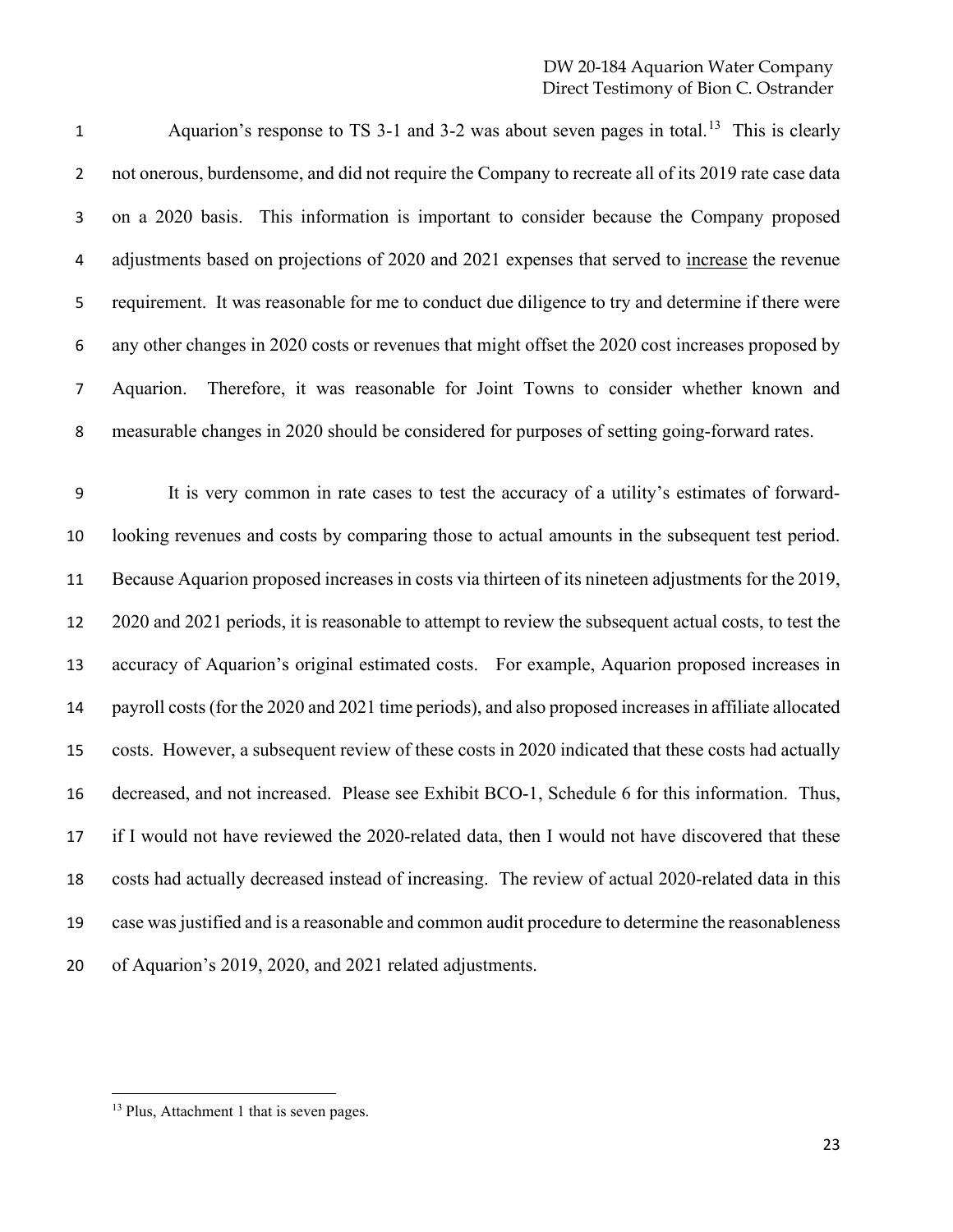Aquarion's response to TS 3-1 and 3-2 was about seven pages in total.[13] This is clearly not onerous, burdensome, and did not require the Company to recreate all of its 2019 rate case data on a 2020 basis. This information is important to consider because the Company proposed adjustments based on projections of 2020 and 2021 expenses that served to <u>increase</u> the revenue requirement. It was reasonable for me to conduct due diligence to try and determine if there were any other changes in 2020 costs or revenues that might offset the 2020 cost increases proposed by Aquarion. Therefore, it was reasonable for Joint Towns to consider whether known and measurable changes in 2020 should be considered for purposes of setting going-forward rates.

It is very common in rate cases to test the accuracy of a utility's estimates of forward-looking revenues and costs by comparing those to actual amounts in the subsequent test period. Because Aquarion proposed increases in costs via thirteen of its nineteen adjustments for the 2019, 2020 and 2021 periods, it is reasonable to attempt to review the subsequent actual costs, to test the accuracy of Aquarion's original estimated costs. For example, Aquarion proposed increases in payroll costs (for the 2020 and 2021 time periods), and also proposed increases in affiliate allocated costs. However, a subsequent review of these costs in 2020 indicated that these costs had actually decreased, and not increased. Please see Exhibit BCO-1, Schedule 6 for this information. Thus, if I would not have reviewed the 2020-related data, then I would not have discovered that these costs had actually decreased instead of increasing. The review of actual 2020-related data in this case was justified and is a reasonable and common audit procedure to determine the reasonableness of Aquarion's 2019, 2020, and 2021 related adjustments.

[13] Plus, Attachment 1 that is seven pages.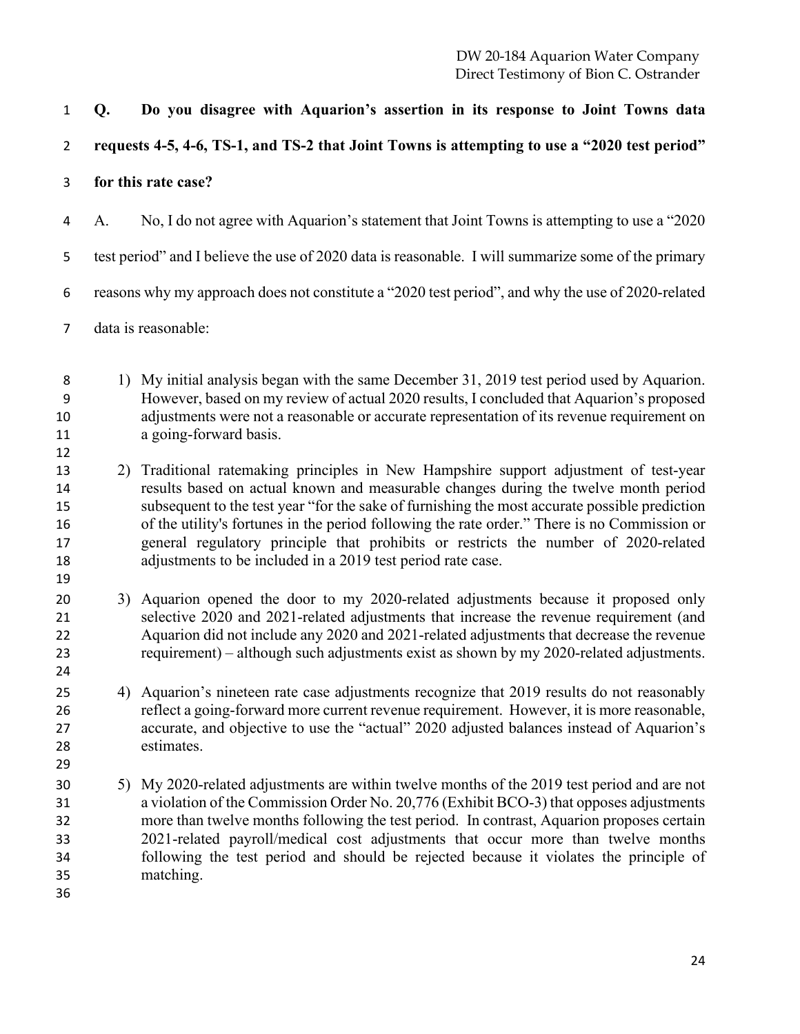**Q. Do you disagree with Aquarion's assertion in its response to Joint Towns data requests 4-5, 4-6, TS-1, and TS-2 that Joint Towns is attempting to use a "2020 test period" for this rate case?**

A. No, I do not agree with Aquarion's statement that Joint Towns is attempting to use a "2020 test period" and I believe the use of 2020 data is reasonable. I will summarize some of the primary reasons why my approach does not constitute a "2020 test period", and why the use of 2020-related data is reasonable:

1) My initial analysis began with the same December 31, 2019 test period used by Aquarion. However, based on my review of actual 2020 results, I concluded that Aquarion's proposed adjustments were not a reasonable or accurate representation of its revenue requirement on a going-forward basis.

2) Traditional ratemaking principles in New Hampshire support adjustment of test-year results based on actual known and measurable changes during the twelve month period subsequent to the test year "for the sake of furnishing the most accurate possible prediction of the utility's fortunes in the period following the rate order." There is no Commission or general regulatory principle that prohibits or restricts the number of 2020-related adjustments to be included in a 2019 test period rate case.

3) Aquarion opened the door to my 2020-related adjustments because it proposed only selective 2020 and 2021-related adjustments that increase the revenue requirement (and Aquarion did not include any 2020 and 2021-related adjustments that decrease the revenue requirement) – although such adjustments exist as shown by my 2020-related adjustments.

4) Aquarion's nineteen rate case adjustments recognize that 2019 results do not reasonably reflect a going-forward more current revenue requirement. However, it is more reasonable, accurate, and objective to use the "actual" 2020 adjusted balances instead of Aquarion's estimates.

5) My 2020-related adjustments are within twelve months of the 2019 test period and are not a violation of the Commission Order No. 20,776 (Exhibit BCO-3) that opposes adjustments more than twelve months following the test period. In contrast, Aquarion proposes certain 2021-related payroll/medical cost adjustments that occur more than twelve months following the test period and should be rejected because it violates the principle of matching.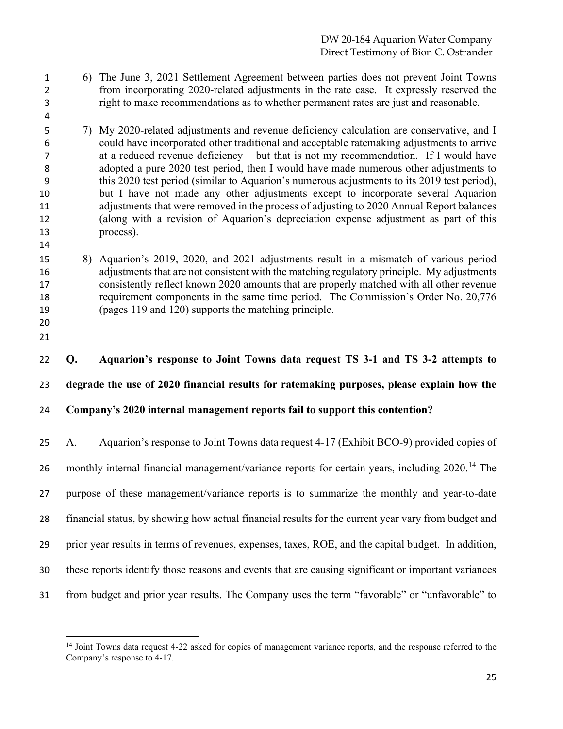6) The June 3, 2021 Settlement Agreement between parties does not prevent Joint Towns from incorporating 2020-related adjustments in the rate case. It expressly reserved the right to make recommendations as to whether permanent rates are just and reasonable.

7) My 2020-related adjustments and revenue deficiency calculation are conservative, and I could have incorporated other traditional and acceptable ratemaking adjustments to arrive at a reduced revenue deficiency – but that is not my recommendation. If I would have adopted a pure 2020 test period, then I would have made numerous other adjustments to this 2020 test period (similar to Aquarion's numerous adjustments to its 2019 test period), but I have not made any other adjustments except to incorporate several Aquarion adjustments that were removed in the process of adjusting to 2020 Annual Report balances (along with a revision of Aquarion's depreciation expense adjustment as part of this process).

8) Aquarion's 2019, 2020, and 2021 adjustments result in a mismatch of various period adjustments that are not consistent with the matching regulatory principle. My adjustments consistently reflect known 2020 amounts that are properly matched with all other revenue requirement components in the same time period. The Commission's Order No. 20,776 (pages 119 and 120) supports the matching principle.

**Q. Aquarion's response to Joint Towns data request TS 3-1 and TS 3-2 attempts to degrade the use of 2020 financial results for ratemaking purposes, please explain how the Company's 2020 internal management reports fail to support this contention?**

A. Aquarion's response to Joint Towns data request 4-17 (Exhibit BCO-9) provided copies of monthly internal financial management/variance reports for certain years, including 2020.[14] The purpose of these management/variance reports is to summarize the monthly and year-to-date financial status, by showing how actual financial results for the current year vary from budget and prior year results in terms of revenues, expenses, taxes, ROE, and the capital budget. In addition, these reports identify those reasons and events that are causing significant or important variances from budget and prior year results. The Company uses the term "favorable" or "unfavorable" to

[14] Joint Towns data request 4-22 asked for copies of management variance reports, and the response referred to the Company's response to 4-17.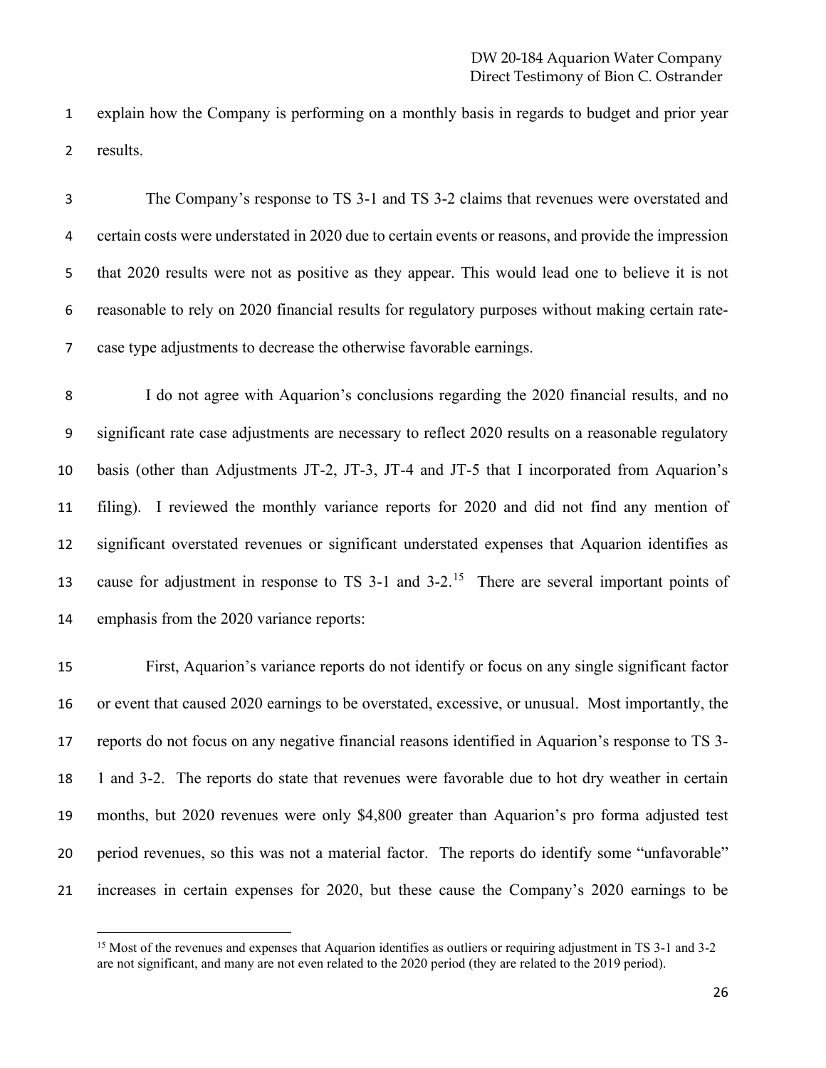explain how the Company is performing on a monthly basis in regards to budget and prior year results.

The Company's response to TS 3-1 and TS 3-2 claims that revenues were overstated and certain costs were understated in 2020 due to certain events or reasons, and provide the impression that 2020 results were not as positive as they appear. This would lead one to believe it is not reasonable to rely on 2020 financial results for regulatory purposes without making certain rate-case type adjustments to decrease the otherwise favorable earnings.

I do not agree with Aquarion's conclusions regarding the 2020 financial results, and no significant rate case adjustments are necessary to reflect 2020 results on a reasonable regulatory basis (other than Adjustments JT-2, JT-3, JT-4 and JT-5 that I incorporated from Aquarion's filing). I reviewed the monthly variance reports for 2020 and did not find any mention of significant overstated revenues or significant understated expenses that Aquarion identifies as cause for adjustment in response to TS 3-1 and 3-2.[15] There are several important points of emphasis from the 2020 variance reports:

First, Aquarion's variance reports do not identify or focus on any single significant factor or event that caused 2020 earnings to be overstated, excessive, or unusual. Most importantly, the reports do not focus on any negative financial reasons identified in Aquarion's response to TS 3-1 and 3-2. The reports do state that revenues were favorable due to hot dry weather in certain months, but 2020 revenues were only $4,800 greater than Aquarion's pro forma adjusted test period revenues, so this was not a material factor. The reports do identify some "unfavorable" increases in certain expenses for 2020, but these cause the Company's 2020 earnings to be

[15] Most of the revenues and expenses that Aquarion identifies as outliers or requiring adjustment in TS 3-1 and 3-2 are not significant, and many are not even related to the 2020 period (they are related to the 2019 period).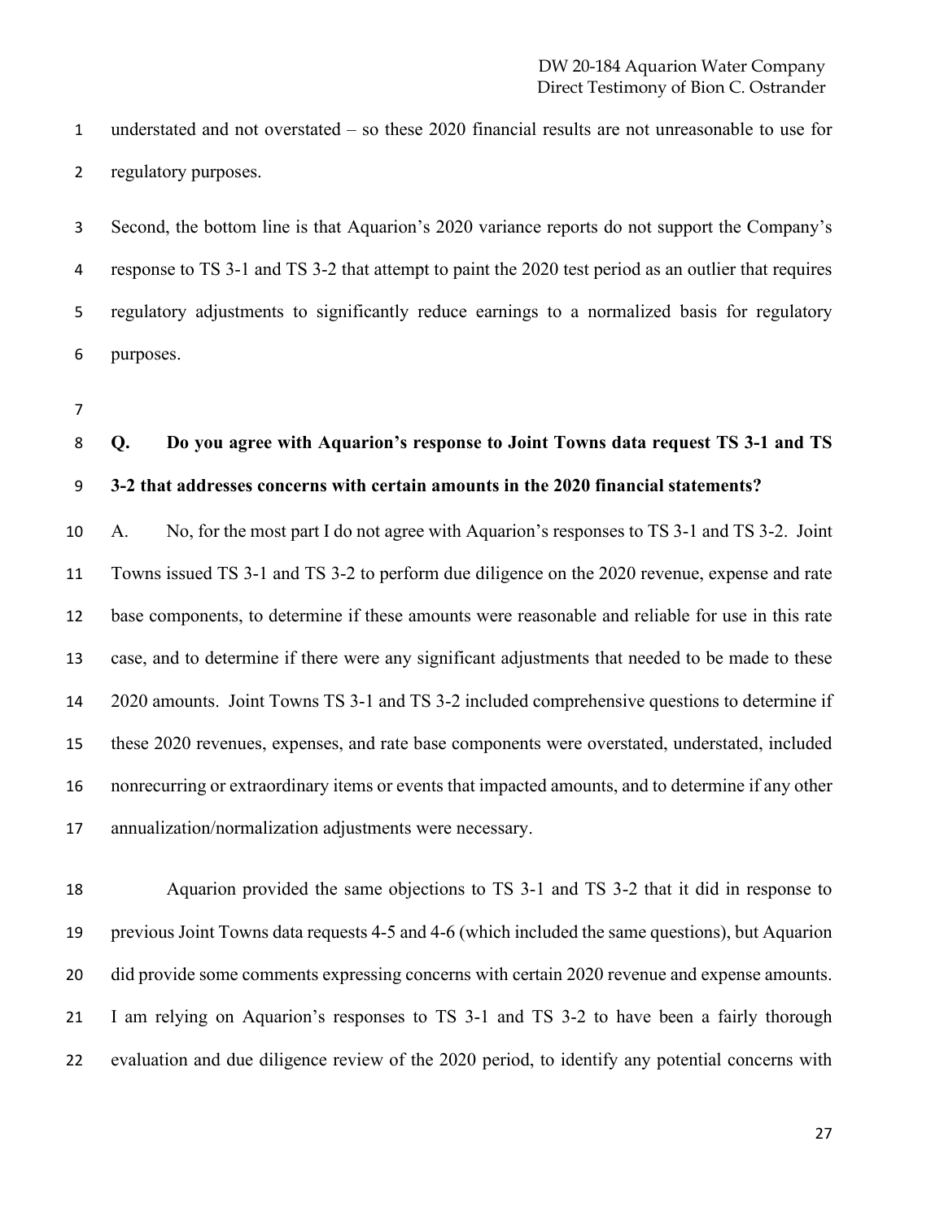understated and not overstated – so these 2020 financial results are not unreasonable to use for regulatory purposes.

Second, the bottom line is that Aquarion's 2020 variance reports do not support the Company's response to TS 3-1 and TS 3-2 that attempt to paint the 2020 test period as an outlier that requires regulatory adjustments to significantly reduce earnings to a normalized basis for regulatory purposes.

**Q. Do you agree with Aquarion's response to Joint Towns data request TS 3-1 and TS 3-2 that addresses concerns with certain amounts in the 2020 financial statements?**

A. No, for the most part I do not agree with Aquarion's responses to TS 3-1 and TS 3-2. Joint Towns issued TS 3-1 and TS 3-2 to perform due diligence on the 2020 revenue, expense and rate base components, to determine if these amounts were reasonable and reliable for use in this rate case, and to determine if there were any significant adjustments that needed to be made to these 2020 amounts. Joint Towns TS 3-1 and TS 3-2 included comprehensive questions to determine if these 2020 revenues, expenses, and rate base components were overstated, understated, included nonrecurring or extraordinary items or events that impacted amounts, and to determine if any other annualization/normalization adjustments were necessary.

Aquarion provided the same objections to TS 3-1 and TS 3-2 that it did in response to previous Joint Towns data requests 4-5 and 4-6 (which included the same questions), but Aquarion did provide some comments expressing concerns with certain 2020 revenue and expense amounts. I am relying on Aquarion's responses to TS 3-1 and TS 3-2 to have been a fairly thorough evaluation and due diligence review of the 2020 period, to identify any potential concerns with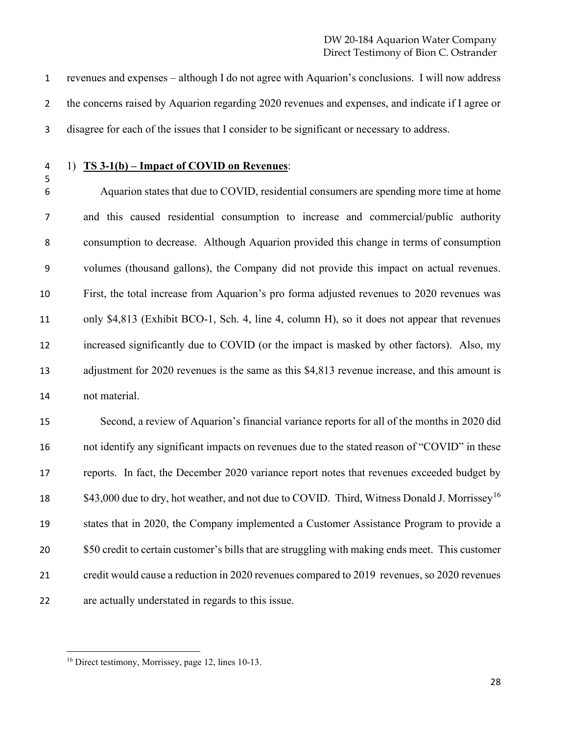revenues and expenses – although I do not agree with Aquarion's conclusions. I will now address the concerns raised by Aquarion regarding 2020 revenues and expenses, and indicate if I agree or disagree for each of the issues that I consider to be significant or necessary to address.

1) **<u>TS 3-1(b) – Impact of COVID on Revenues</u>**:

Aquarion states that due to COVID, residential consumers are spending more time at home and this caused residential consumption to increase and commercial/public authority consumption to decrease. Although Aquarion provided this change in terms of consumption volumes (thousand gallons), the Company did not provide this impact on actual revenues. First, the total increase from Aquarion's pro forma adjusted revenues to 2020 revenues was only $4,813 (Exhibit BCO-1, Sch. 4, line 4, column H), so it does not appear that revenues increased significantly due to COVID (or the impact is masked by other factors). Also, my adjustment for 2020 revenues is the same as this $4,813 revenue increase, and this amount is not material.

Second, a review of Aquarion's financial variance reports for all of the months in 2020 did not identify any significant impacts on revenues due to the stated reason of "COVID" in these reports. In fact, the December 2020 variance report notes that revenues exceeded budget by $43,000 due to dry, hot weather, and not due to COVID. Third, Witness Donald J. Morrissey[16] states that in 2020, the Company implemented a Customer Assistance Program to provide a $50 credit to certain customer's bills that are struggling with making ends meet. This customer credit would cause a reduction in 2020 revenues compared to 2019 revenues, so 2020 revenues are actually understated in regards to this issue.

[16] Direct testimony, Morrissey, page 12, lines 10-13.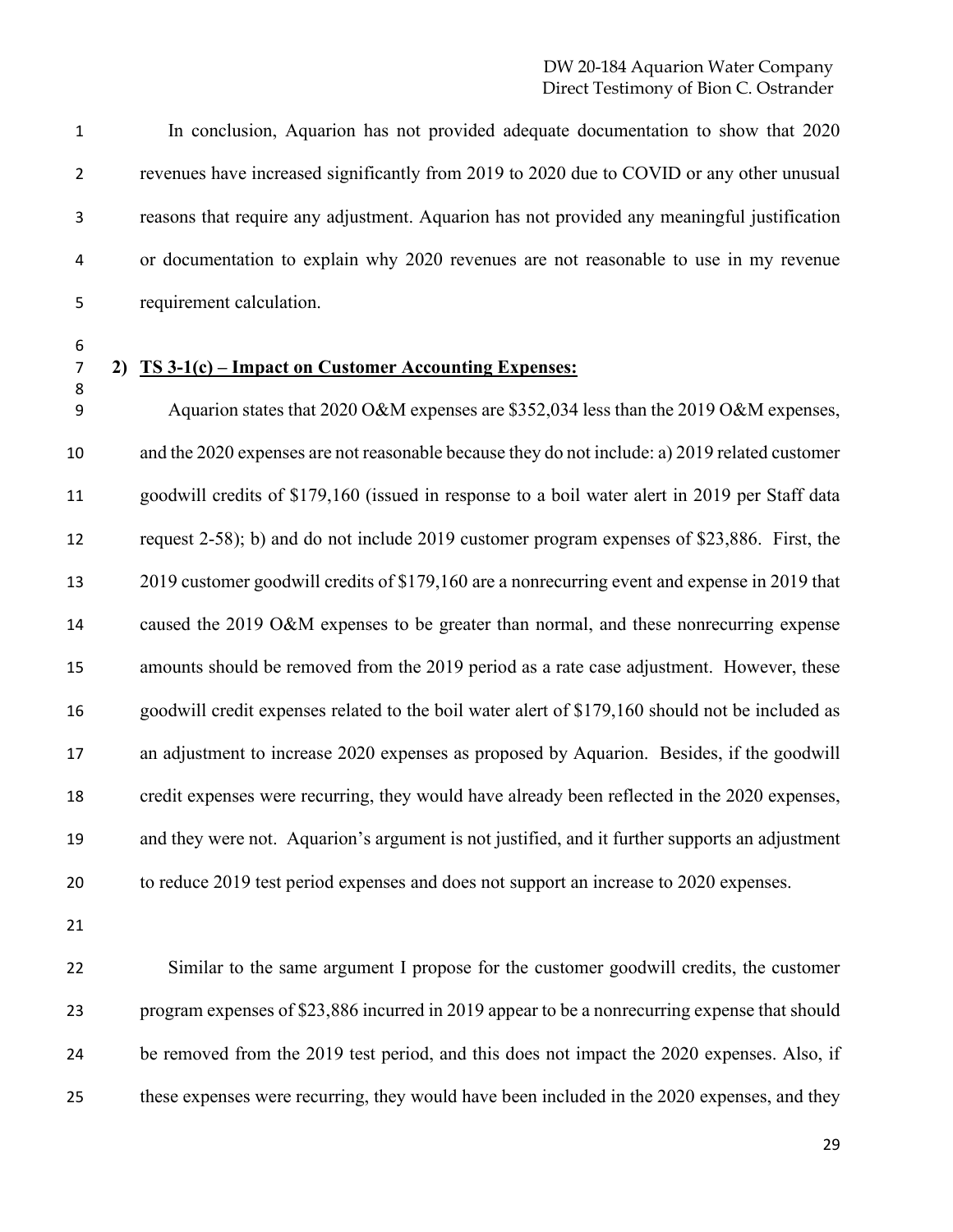In conclusion, Aquarion has not provided adequate documentation to show that 2020 revenues have increased significantly from 2019 to 2020 due to COVID or any other unusual reasons that require any adjustment. Aquarion has not provided any meaningful justification or documentation to explain why 2020 revenues are not reasonable to use in my revenue requirement calculation.

**2) TS 3-1(c) – Impact on Customer Accounting Expenses:**

Aquarion states that 2020 O&M expenses are $352,034 less than the 2019 O&M expenses, and the 2020 expenses are not reasonable because they do not include: a) 2019 related customer goodwill credits of $179,160 (issued in response to a boil water alert in 2019 per Staff data request 2-58); b) and do not include 2019 customer program expenses of $23,886. First, the 2019 customer goodwill credits of $179,160 are a nonrecurring event and expense in 2019 that caused the 2019 O&M expenses to be greater than normal, and these nonrecurring expense amounts should be removed from the 2019 period as a rate case adjustment. However, these goodwill credit expenses related to the boil water alert of $179,160 should not be included as an adjustment to increase 2020 expenses as proposed by Aquarion. Besides, if the goodwill credit expenses were recurring, they would have already been reflected in the 2020 expenses, and they were not. Aquarion's argument is not justified, and it further supports an adjustment to reduce 2019 test period expenses and does not support an increase to 2020 expenses.

Similar to the same argument I propose for the customer goodwill credits, the customer program expenses of $23,886 incurred in 2019 appear to be a nonrecurring expense that should be removed from the 2019 test period, and this does not impact the 2020 expenses. Also, if these expenses were recurring, they would have been included in the 2020 expenses, and they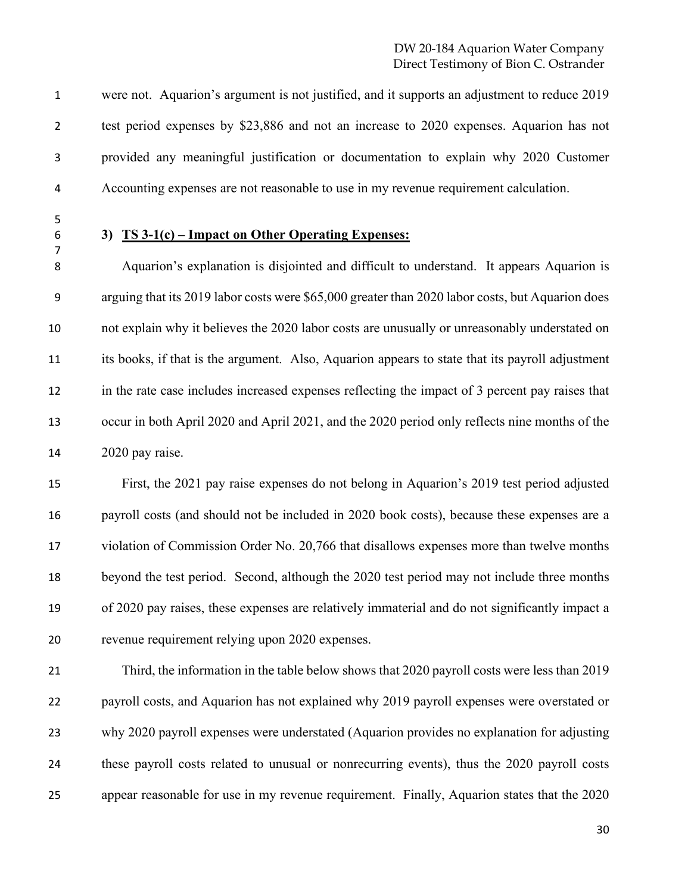were not. Aquarion's argument is not justified, and it supports an adjustment to reduce 2019 test period expenses by $23,886 and not an increase to 2020 expenses. Aquarion has not provided any meaningful justification or documentation to explain why 2020 Customer Accounting expenses are not reasonable to use in my revenue requirement calculation.

**3) <u>TS 3-1(c) – Impact on Other Operating Expenses:</u>**

Aquarion's explanation is disjointed and difficult to understand. It appears Aquarion is arguing that its 2019 labor costs were $65,000 greater than 2020 labor costs, but Aquarion does not explain why it believes the 2020 labor costs are unusually or unreasonably understated on its books, if that is the argument. Also, Aquarion appears to state that its payroll adjustment in the rate case includes increased expenses reflecting the impact of 3 percent pay raises that occur in both April 2020 and April 2021, and the 2020 period only reflects nine months of the 2020 pay raise.

First, the 2021 pay raise expenses do not belong in Aquarion's 2019 test period adjusted payroll costs (and should not be included in 2020 book costs), because these expenses are a violation of Commission Order No. 20,766 that disallows expenses more than twelve months beyond the test period. Second, although the 2020 test period may not include three months of 2020 pay raises, these expenses are relatively immaterial and do not significantly impact a revenue requirement relying upon 2020 expenses.

Third, the information in the table below shows that 2020 payroll costs were less than 2019 payroll costs, and Aquarion has not explained why 2019 payroll expenses were overstated or why 2020 payroll expenses were understated (Aquarion provides no explanation for adjusting these payroll costs related to unusual or nonrecurring events), thus the 2020 payroll costs appear reasonable for use in my revenue requirement. Finally, Aquarion states that the 2020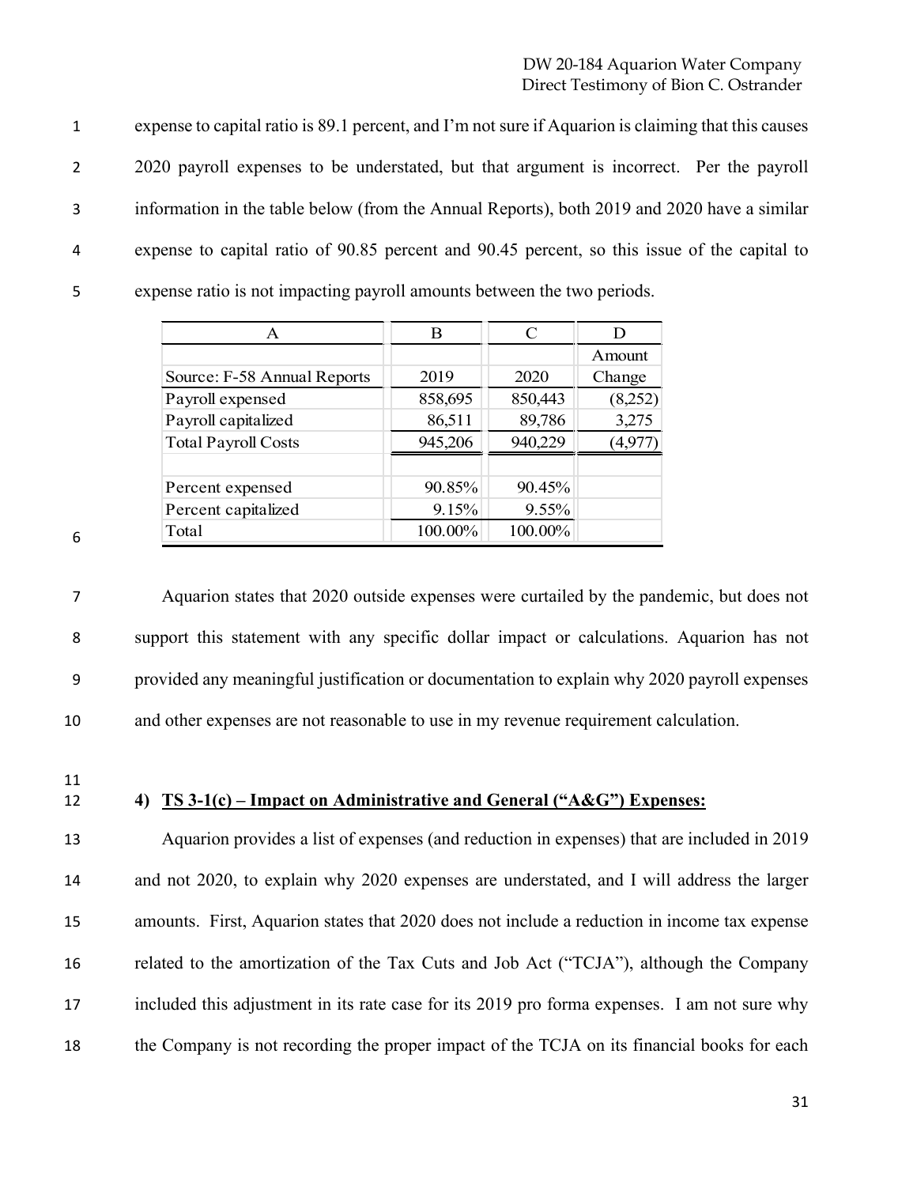expense to capital ratio is 89.1 percent, and I'm not sure if Aquarion is claiming that this causes 2020 payroll expenses to be understated, but that argument is incorrect. Per the payroll information in the table below (from the Annual Reports), both 2019 and 2020 have a similar expense to capital ratio of 90.85 percent and 90.45 percent, so this issue of the capital to expense ratio is not impacting payroll amounts between the two periods.

| A | B | C | D |
|---|---|---|---|
| Source: F-58 Annual Reports | 2019 | 2020 | Amount Change |
| Payroll expensed | 858,695 | 850,443 | (8,252) |
| Payroll capitalized | 86,511 | 89,786 | 3,275 |
| Total Payroll Costs | 945,206 | 940,229 | (4,977) |
| | | | |
| Percent expensed | 90.85% | 90.45% | |
| Percent capitalized | 9.15% | 9.55% | |
| Total | 100.00% | 100.00% | |

Aquarion states that 2020 outside expenses were curtailed by the pandemic, but does not support this statement with any specific dollar impact or calculations. Aquarion has not provided any meaningful justification or documentation to explain why 2020 payroll expenses and other expenses are not reasonable to use in my revenue requirement calculation.

**4) <u>TS 3-1(c) – Impact on Administrative and General ("A&G") Expenses:</u>**

Aquarion provides a list of expenses (and reduction in expenses) that are included in 2019 and not 2020, to explain why 2020 expenses are understated, and I will address the larger amounts. First, Aquarion states that 2020 does not include a reduction in income tax expense related to the amortization of the Tax Cuts and Job Act ("TCJA"), although the Company included this adjustment in its rate case for its 2019 pro forma expenses. I am not sure why the Company is not recording the proper impact of the TCJA on its financial books for each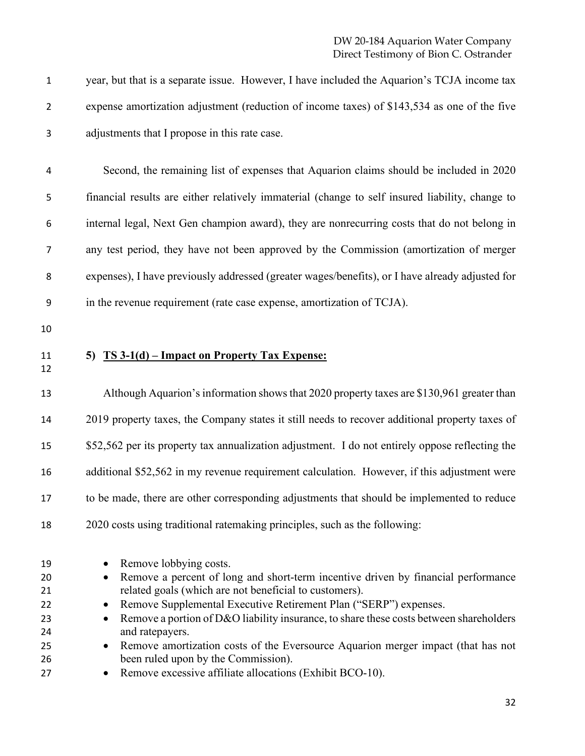year, but that is a separate issue. However, I have included the Aquarion's TCJA income tax expense amortization adjustment (reduction of income taxes) of $143,534 as one of the five adjustments that I propose in this rate case.

Second, the remaining list of expenses that Aquarion claims should be included in 2020 financial results are either relatively immaterial (change to self insured liability, change to internal legal, Next Gen champion award), they are nonrecurring costs that do not belong in any test period, they have not been approved by the Commission (amortization of merger expenses), I have previously addressed (greater wages/benefits), or I have already adjusted for in the revenue requirement (rate case expense, amortization of TCJA).

**5) <u>TS 3-1(d) – Impact on Property Tax Expense:</u>**

Although Aquarion's information shows that 2020 property taxes are $130,961 greater than 2019 property taxes, the Company states it still needs to recover additional property taxes of $52,562 per its property tax annualization adjustment. I do not entirely oppose reflecting the additional $52,562 in my revenue requirement calculation. However, if this adjustment were to be made, there are other corresponding adjustments that should be implemented to reduce 2020 costs using traditional ratemaking principles, such as the following:

- Remove lobbying costs.
- Remove a percent of long and short-term incentive driven by financial performance related goals (which are not beneficial to customers).
- Remove Supplemental Executive Retirement Plan ("SERP") expenses.
- Remove a portion of D&O liability insurance, to share these costs between shareholders and ratepayers.
- Remove amortization costs of the Eversource Aquarion merger impact (that has not been ruled upon by the Commission).
- Remove excessive affiliate allocations (Exhibit BCO-10).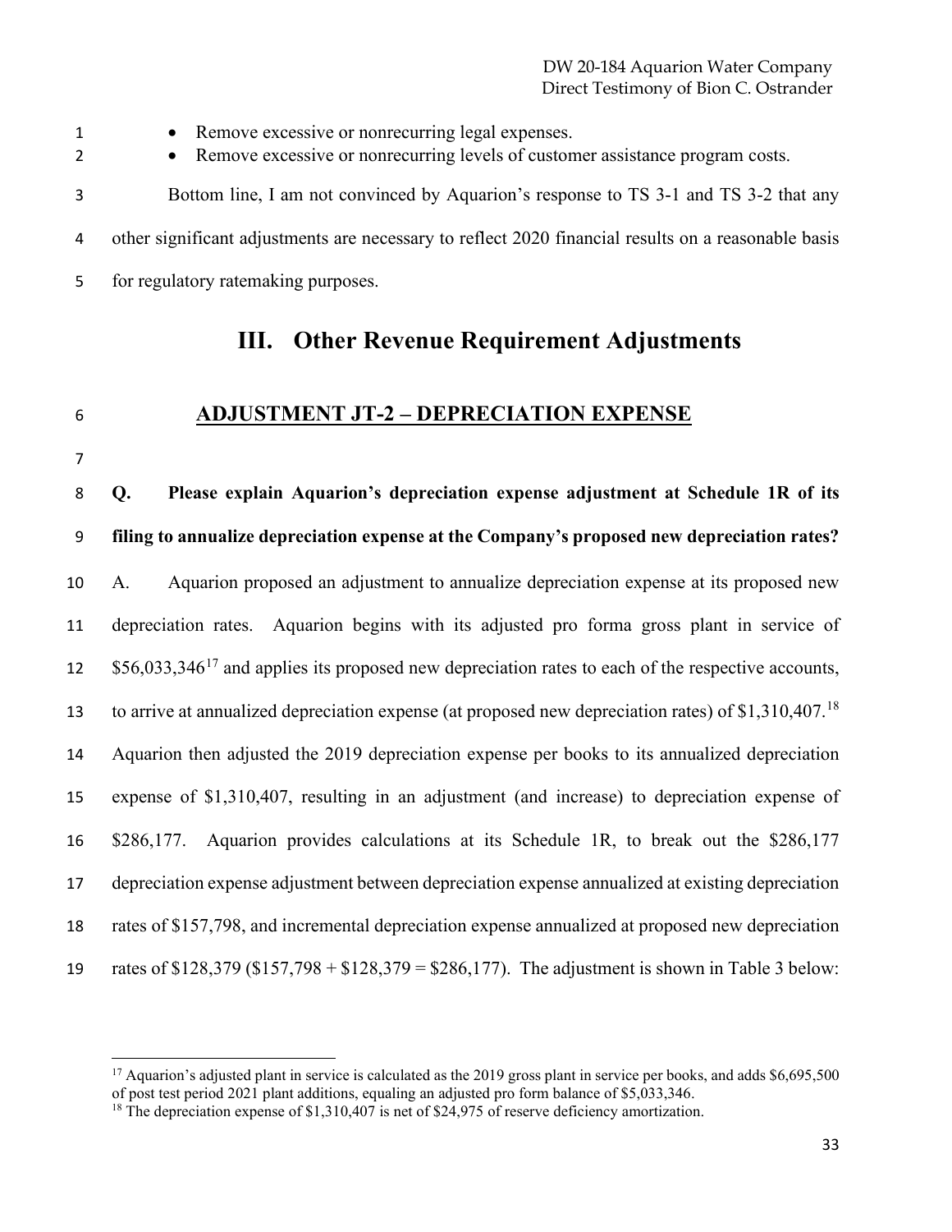- Remove excessive or nonrecurring legal expenses.
- Remove excessive or nonrecurring levels of customer assistance program costs.

Bottom line, I am not convinced by Aquarion's response to TS 3-1 and TS 3-2 that any other significant adjustments are necessary to reflect 2020 financial results on a reasonable basis for regulatory ratemaking purposes.

# III. Other Revenue Requirement Adjustments

## ADJUSTMENT JT-2 – DEPRECIATION EXPENSE

**Q. Please explain Aquarion's depreciation expense adjustment at Schedule 1R of its filing to annualize depreciation expense at the Company's proposed new depreciation rates?**

A. Aquarion proposed an adjustment to annualize depreciation expense at its proposed new depreciation rates. Aquarion begins with its adjusted pro forma gross plant in service of $56,033,346[17] and applies its proposed new depreciation rates to each of the respective accounts, to arrive at annualized depreciation expense (at proposed new depreciation rates) of $1,310,407.[18] Aquarion then adjusted the 2019 depreciation expense per books to its annualized depreciation expense of $1,310,407, resulting in an adjustment (and increase) to depreciation expense of $286,177. Aquarion provides calculations at its Schedule 1R, to break out the $286,177 depreciation expense adjustment between depreciation expense annualized at existing depreciation rates of $157,798, and incremental depreciation expense annualized at proposed new depreciation rates of $128,379 ($157,798 + $128,379 = $286,177). The adjustment is shown in Table 3 below:

---

[17] Aquarion's adjusted plant in service is calculated as the 2019 gross plant in service per books, and adds $6,695,500 of post test period 2021 plant additions, equaling an adjusted pro form balance of $5,033,346.

[18] The depreciation expense of $1,310,407 is net of $24,975 of reserve deficiency amortization.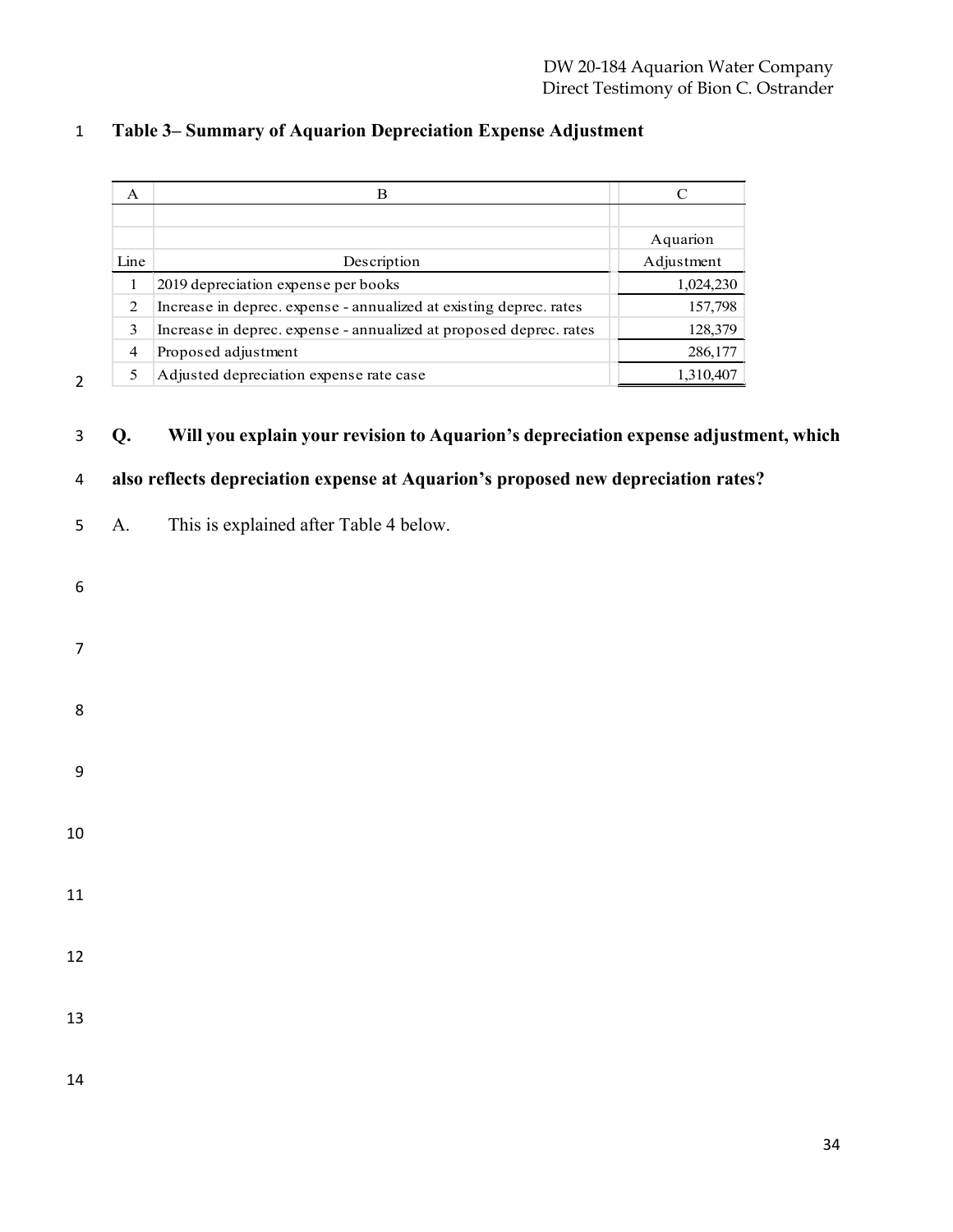**Table 3– Summary of Aquarion Depreciation Expense Adjustment**

| A | B | C |
|---|---|---|
| | | |
| | | Aquarion |
| Line | Description | Adjustment |
| 1 | 2019 depreciation expense per books | 1,024,230 |
| 2 | Increase in deprec. expense - annualized at existing deprec. rates | 157,798 |
| 3 | Increase in deprec. expense - annualized at proposed deprec. rates | 128,379 |
| 4 | Proposed adjustment | 286,177 |
| 5 | Adjusted depreciation expense rate case | 1,310,407 |

**Q. Will you explain your revision to Aquarion's depreciation expense adjustment, which also reflects depreciation expense at Aquarion's proposed new depreciation rates?**

A. This is explained after Table 4 below.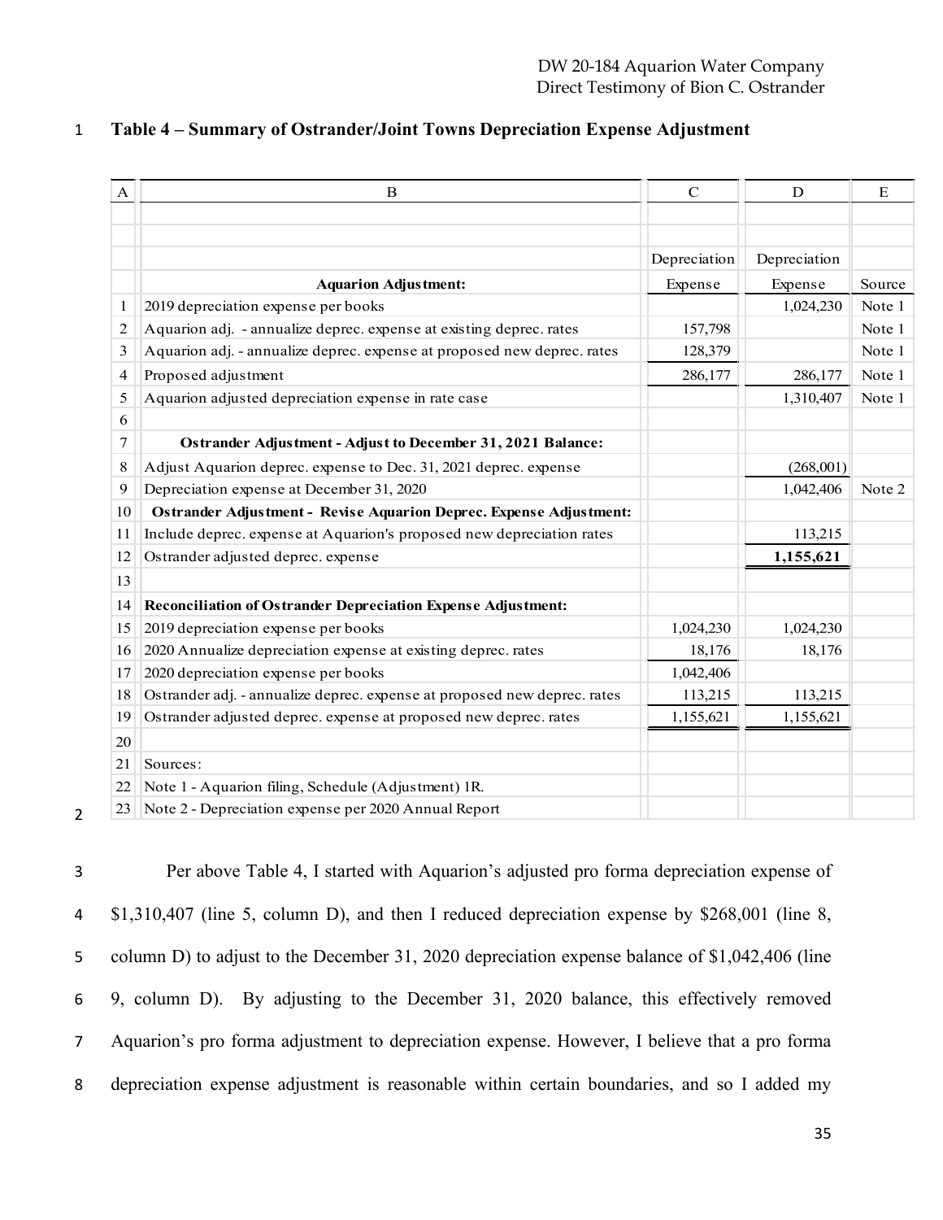**Table 4 – Summary of Ostrander/Joint Towns Depreciation Expense Adjustment**

| A | B | C | D | E |
|---|---|---|---|---|
| | | Depreciation | Depreciation | |
| | **Aquarion Adjustment:** | Expense | Expense | Source |
| 1 | 2019 depreciation expense per books | | 1,024,230 | Note 1 |
| 2 | Aquarion adj. - annualize deprec. expense at existing deprec. rates | 157,798 | | Note 1 |
| 3 | Aquarion adj. - annualize deprec. expense at proposed new deprec. rates | 128,379 | | Note 1 |
| 4 | Proposed adjustment | 286,177 | 286,177 | Note 1 |
| 5 | Aquarion adjusted depreciation expense in rate case | | 1,310,407 | Note 1 |
| 6 | | | | |
| 7 | **Ostrander Adjustment - Adjust to December 31, 2021 Balance:** | | | |
| 8 | Adjust Aquarion deprec. expense to Dec. 31, 2021 deprec. expense | | (268,001) | |
| 9 | Depreciation expense at December 31, 2020 | | 1,042,406 | Note 2 |
| 10 | **Ostrander Adjustment - Revise Aquarion Deprec. Expense Adjustment:** | | | |
| 11 | Include deprec. expense at Aquarion's proposed new depreciation rates | | 113,215 | |
| 12 | Ostrander adjusted deprec. expense | | **1,155,621** | |
| 13 | | | | |
| 14 | **Reconciliation of Ostrander Depreciation Expense Adjustment:** | | | |
| 15 | 2019 depreciation expense per books | 1,024,230 | 1,024,230 | |
| 16 | 2020 Annualize depreciation expense at existing deprec. rates | 18,176 | 18,176 | |
| 17 | 2020 depreciation expense per books | 1,042,406 | | |
| 18 | Ostrander adj. - annualize deprec. expense at proposed new deprec. rates | 113,215 | 113,215 | |
| 19 | Ostrander adjusted deprec. expense at proposed new deprec. rates | 1,155,621 | 1,155,621 | |
| 20 | | | | |
| 21 | Sources: | | | |
| 22 | Note 1 - Aquarion filing, Schedule (Adjustment) 1R. | | | |
| 23 | Note 2 - Depreciation expense per 2020 Annual Report | | | |

Per above Table 4, I started with Aquarion's adjusted pro forma depreciation expense of $1,310,407 (line 5, column D), and then I reduced depreciation expense by $268,001 (line 8, column D) to adjust to the December 31, 2020 depreciation expense balance of $1,042,406 (line 9, column D). By adjusting to the December 31, 2020 balance, this effectively removed Aquarion's pro forma adjustment to depreciation expense. However, I believe that a pro forma depreciation expense adjustment is reasonable within certain boundaries, and so I added my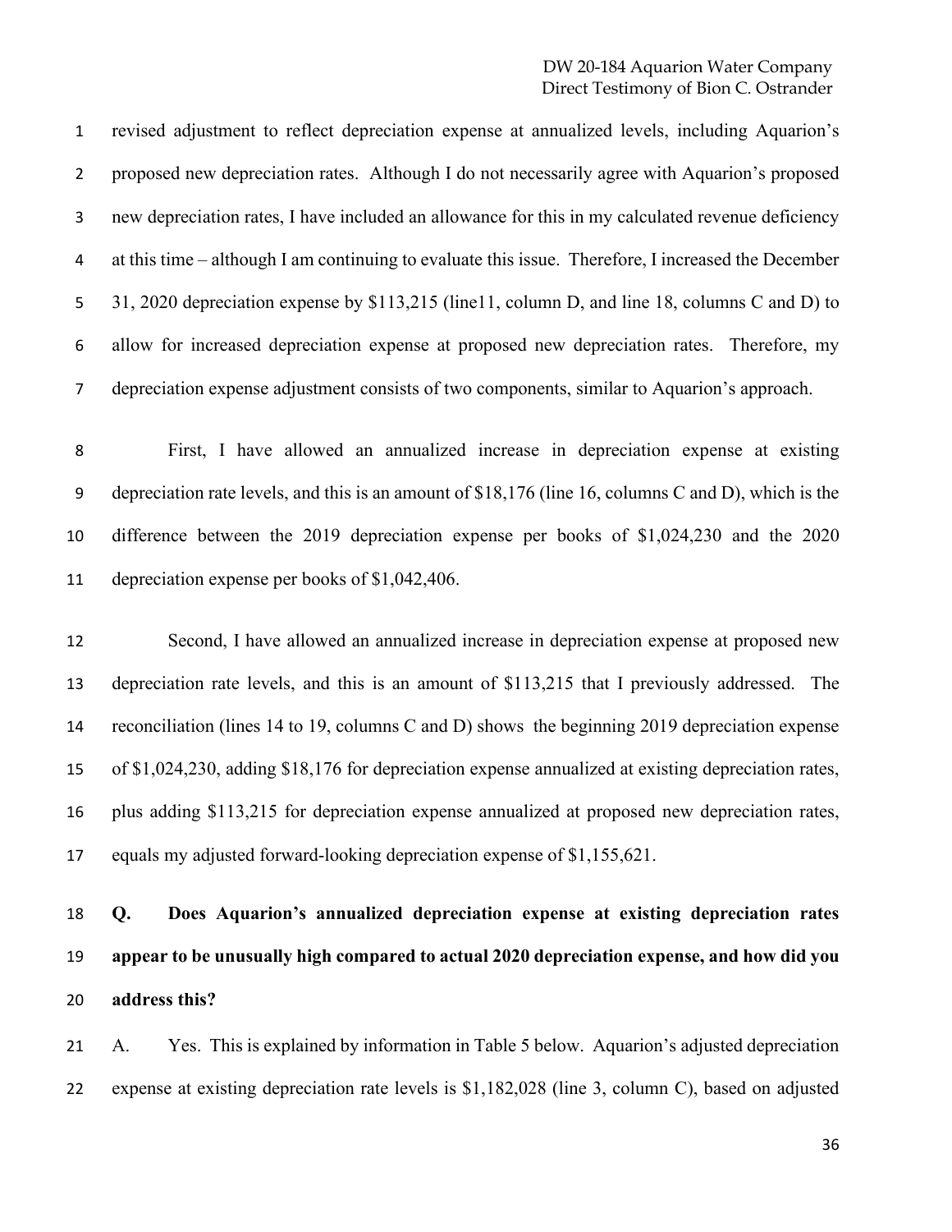revised adjustment to reflect depreciation expense at annualized levels, including Aquarion's proposed new depreciation rates. Although I do not necessarily agree with Aquarion's proposed new depreciation rates, I have included an allowance for this in my calculated revenue deficiency at this time – although I am continuing to evaluate this issue. Therefore, I increased the December 31, 2020 depreciation expense by $113,215 (line11, column D, and line 18, columns C and D) to allow for increased depreciation expense at proposed new depreciation rates. Therefore, my depreciation expense adjustment consists of two components, similar to Aquarion's approach.

First, I have allowed an annualized increase in depreciation expense at existing depreciation rate levels, and this is an amount of $18,176 (line 16, columns C and D), which is the difference between the 2019 depreciation expense per books of $1,024,230 and the 2020 depreciation expense per books of $1,042,406.

Second, I have allowed an annualized increase in depreciation expense at proposed new depreciation rate levels, and this is an amount of $113,215 that I previously addressed. The reconciliation (lines 14 to 19, columns C and D) shows the beginning 2019 depreciation expense of $1,024,230, adding $18,176 for depreciation expense annualized at existing depreciation rates, plus adding $113,215 for depreciation expense annualized at proposed new depreciation rates, equals my adjusted forward-looking depreciation expense of $1,155,621.

**Q. Does Aquarion's annualized depreciation expense at existing depreciation rates appear to be unusually high compared to actual 2020 depreciation expense, and how did you address this?**

A. Yes. This is explained by information in Table 5 below. Aquarion's adjusted depreciation expense at existing depreciation rate levels is $1,182,028 (line 3, column C), based on adjusted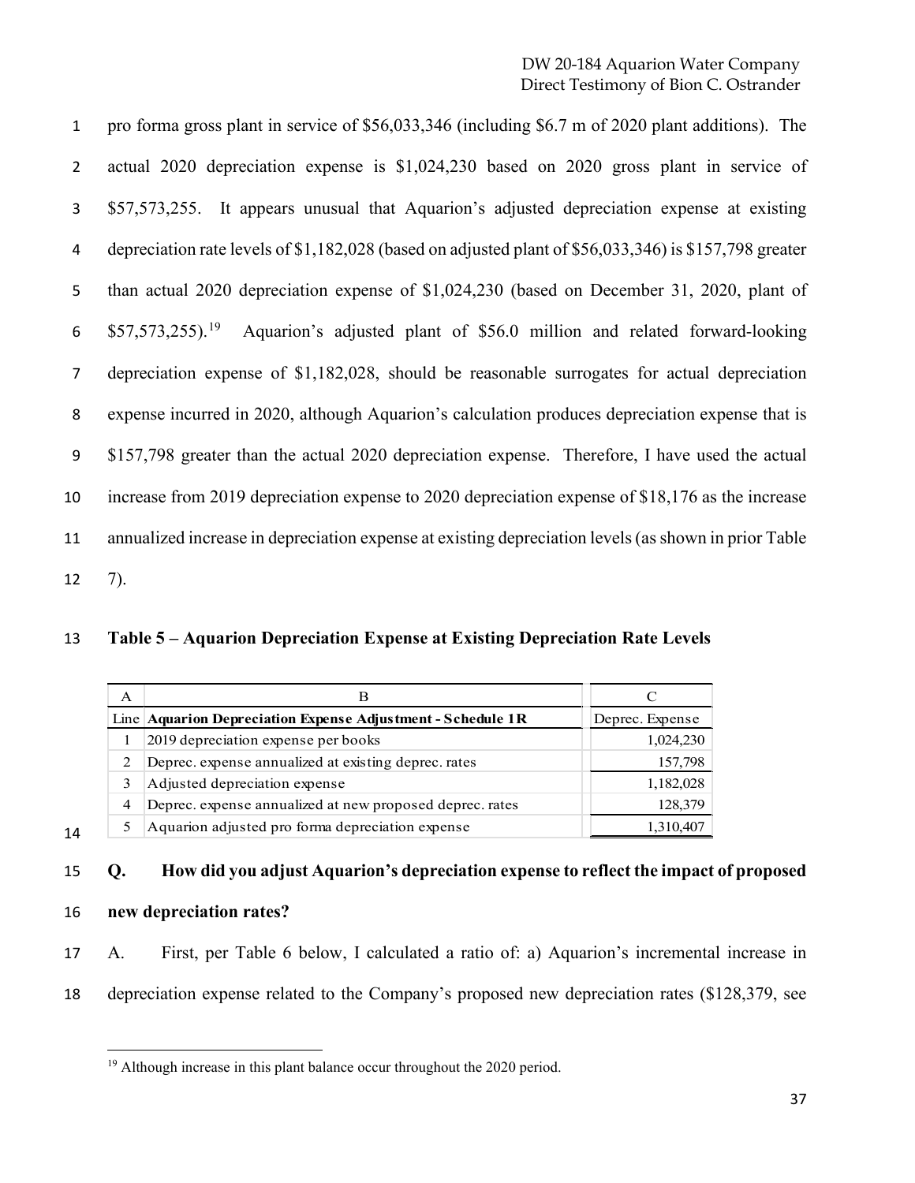pro forma gross plant in service of $56,033,346 (including $6.7 m of 2020 plant additions). The actual 2020 depreciation expense is $1,024,230 based on 2020 gross plant in service of $57,573,255. It appears unusual that Aquarion's adjusted depreciation expense at existing depreciation rate levels of $1,182,028 (based on adjusted plant of $56,033,346) is $157,798 greater than actual 2020 depreciation expense of $1,024,230 (based on December 31, 2020, plant of $57,573,255).[19] Aquarion's adjusted plant of $56.0 million and related forward-looking depreciation expense of $1,182,028, should be reasonable surrogates for actual depreciation expense incurred in 2020, although Aquarion's calculation produces depreciation expense that is $157,798 greater than the actual 2020 depreciation expense. Therefore, I have used the actual increase from 2019 depreciation expense to 2020 depreciation expense of $18,176 as the increase annualized increase in depreciation expense at existing depreciation levels (as shown in prior Table 7).

**Table 5 – Aquarion Depreciation Expense at Existing Depreciation Rate Levels**

| A | B | C |
|---|---|---|
| Line | **Aquarion Depreciation Expense Adjustment - Schedule 1R** | Deprec. Expense |
| 1 | 2019 depreciation expense per books | 1,024,230 |
| 2 | Deprec. expense annualized at existing deprec. rates | 157,798 |
| 3 | Adjusted depreciation expense | 1,182,028 |
| 4 | Deprec. expense annualized at new proposed deprec. rates | 128,379 |
| 5 | Aquarion adjusted pro forma depreciation expense | 1,310,407 |

**Q. How did you adjust Aquarion's depreciation expense to reflect the impact of proposed new depreciation rates?**

A. First, per Table 6 below, I calculated a ratio of: a) Aquarion's incremental increase in depreciation expense related to the Company's proposed new depreciation rates ($128,379, see

[19] Although increase in this plant balance occur throughout the 2020 period.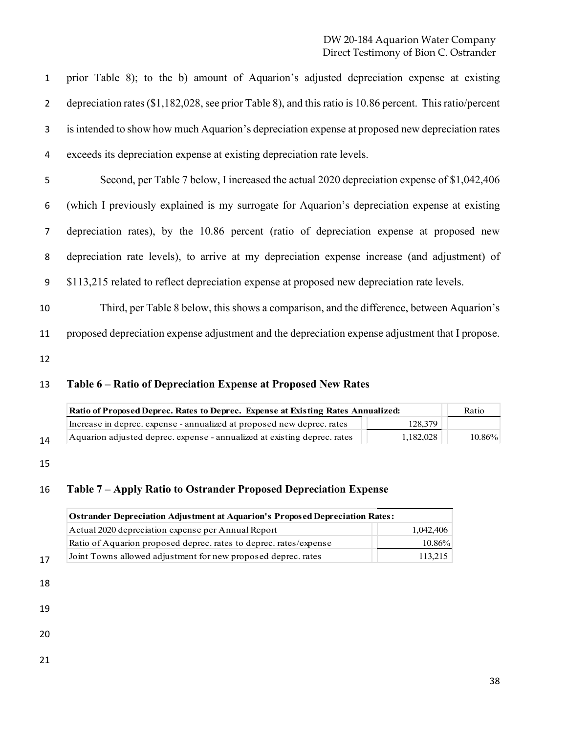prior Table 8); to the b) amount of Aquarion's adjusted depreciation expense at existing depreciation rates ($1,182,028, see prior Table 8), and this ratio is 10.86 percent. This ratio/percent is intended to show how much Aquarion's depreciation expense at proposed new depreciation rates exceeds its depreciation expense at existing depreciation rate levels.

Second, per Table 7 below, I increased the actual 2020 depreciation expense of $1,042,406 (which I previously explained is my surrogate for Aquarion's depreciation expense at existing depreciation rates), by the 10.86 percent (ratio of depreciation expense at proposed new depreciation rate levels), to arrive at my depreciation expense increase (and adjustment) of $113,215 related to reflect depreciation expense at proposed new depreciation rate levels.

Third, per Table 8 below, this shows a comparison, and the difference, between Aquarion's proposed depreciation expense adjustment and the depreciation expense adjustment that I propose.

**Table 6 – Ratio of Depreciation Expense at Proposed New Rates**

| Ratio of Proposed Deprec. Rates to Deprec. Expense at Existing Rates Annualized: | | Ratio |
|---|---|---|
| Increase in deprec. expense - annualized at proposed new deprec. rates | 128,379 | |
| Aquarion adjusted deprec. expense - annualized at existing deprec. rates | 1,182,028 | 10.86% |

**Table 7 – Apply Ratio to Ostrander Proposed Depreciation Expense**

| Ostrander Depreciation Adjustment at Aquarion's Proposed Depreciation Rates: | |
|---|---|
| Actual 2020 depreciation expense per Annual Report | 1,042,406 |
| Ratio of Aquarion proposed deprec. rates to deprec. rates/expense | 10.86% |
| Joint Towns allowed adjustment for new proposed deprec. rates | 113,215 |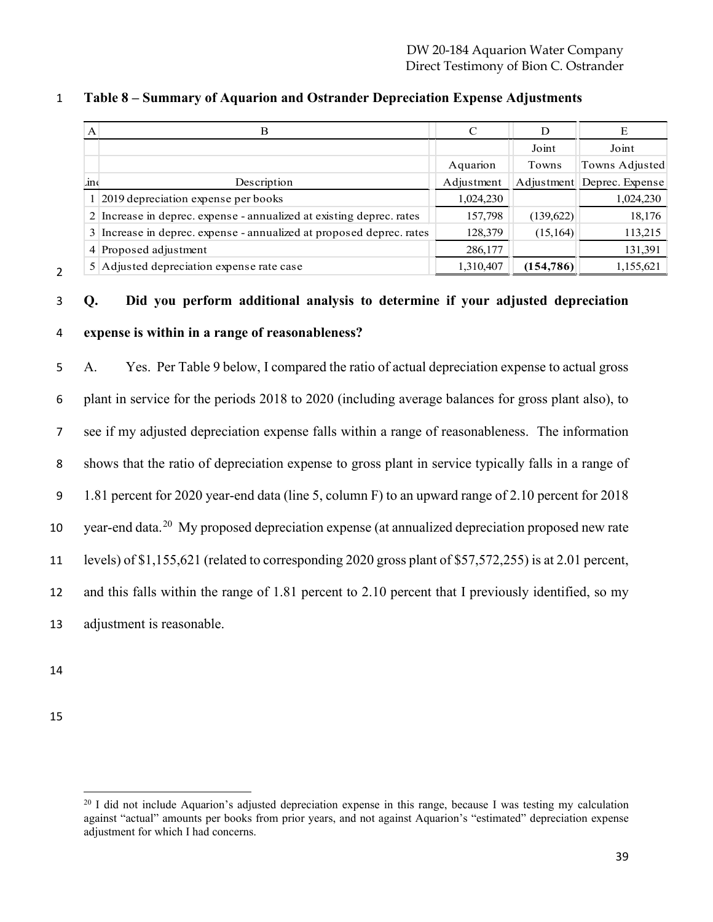**Table 8 – Summary of Aquarion and Ostrander Depreciation Expense Adjustments**

| A | B | C | D | E |
|---|---|---|---|---|
| | | | Joint | Joint |
| | | Aquarion | Towns | Towns Adjusted |
| Line | Description | Adjustment | Adjustment | Deprec. Expense |
| 1 | 2019 depreciation expense per books | 1,024,230 | | 1,024,230 |
| 2 | Increase in deprec. expense - annualized at existing deprec. rates | 157,798 | (139,622) | 18,176 |
| 3 | Increase in deprec. expense - annualized at proposed deprec. rates | 128,379 | (15,164) | 113,215 |
| 4 | Proposed adjustment | 286,177 | | 131,391 |
| 5 | Adjusted depreciation expense rate case | 1,310,407 | **(154,786)** | 1,155,621 |

**Q. Did you perform additional analysis to determine if your adjusted depreciation expense is within in a range of reasonableness?**

A. Yes. Per Table 9 below, I compared the ratio of actual depreciation expense to actual gross plant in service for the periods 2018 to 2020 (including average balances for gross plant also), to see if my adjusted depreciation expense falls within a range of reasonableness. The information shows that the ratio of depreciation expense to gross plant in service typically falls in a range of 1.81 percent for 2020 year-end data (line 5, column F) to an upward range of 2.10 percent for 2018 year-end data.[20] My proposed depreciation expense (at annualized depreciation proposed new rate levels) of $1,155,621 (related to corresponding 2020 gross plant of $57,572,255) is at 2.01 percent, and this falls within the range of 1.81 percent to 2.10 percent that I previously identified, so my adjustment is reasonable.

[20] I did not include Aquarion's adjusted depreciation expense in this range, because I was testing my calculation against "actual" amounts per books from prior years, and not against Aquarion's "estimated" depreciation expense adjustment for which I had concerns.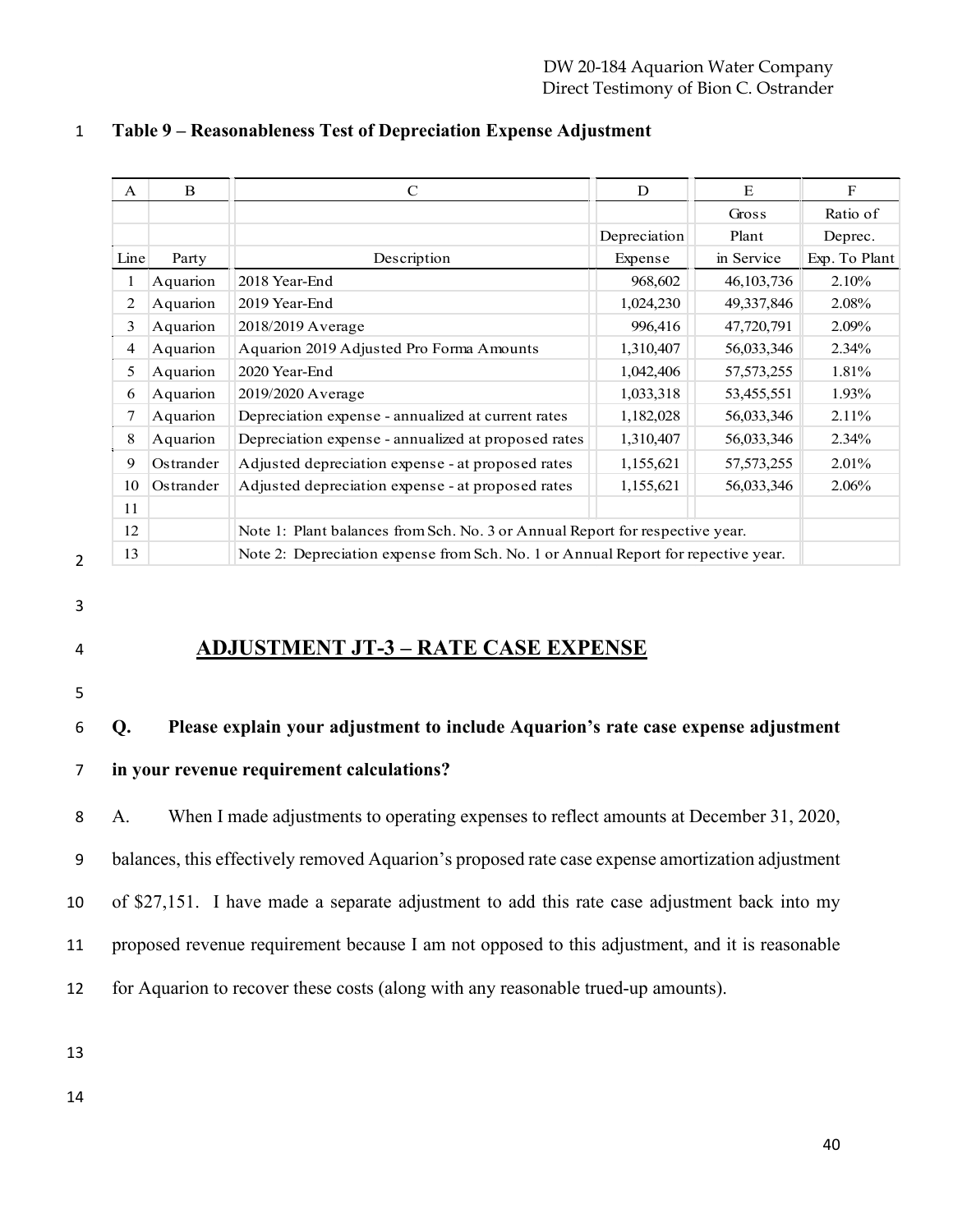**Table 9 – Reasonableness Test of Depreciation Expense Adjustment**

| A | B | C | D | E | F |
|---|---|---|---|---|---|
| | | | | Gross | Ratio of |
| | | | Depreciation | Plant | Deprec. |
| Line | Party | Description | Expense | in Service | Exp. To Plant |
| 1 | Aquarion | 2018 Year-End | 968,602 | 46,103,736 | 2.10% |
| 2 | Aquarion | 2019 Year-End | 1,024,230 | 49,337,846 | 2.08% |
| 3 | Aquarion | 2018/2019 Average | 996,416 | 47,720,791 | 2.09% |
| 4 | Aquarion | Aquarion 2019 Adjusted Pro Forma Amounts | 1,310,407 | 56,033,346 | 2.34% |
| 5 | Aquarion | 2020 Year-End | 1,042,406 | 57,573,255 | 1.81% |
| 6 | Aquarion | 2019/2020 Average | 1,033,318 | 53,455,551 | 1.93% |
| 7 | Aquarion | Depreciation expense - annualized at current rates | 1,182,028 | 56,033,346 | 2.11% |
| 8 | Aquarion | Depreciation expense - annualized at proposed rates | 1,310,407 | 56,033,346 | 2.34% |
| 9 | Ostrander | Adjusted depreciation expense - at proposed rates | 1,155,621 | 57,573,255 | 2.01% |
| 10 | Ostrander | Adjusted depreciation expense - at proposed rates | 1,155,621 | 56,033,346 | 2.06% |
| 11 | | | | | |
| 12 | | Note 1: Plant balances from Sch. No. 3 or Annual Report for respective year. | | | |
| 13 | | Note 2: Depreciation expense from Sch. No. 1 or Annual Report for repective year. | | | |

## ADJUSTMENT JT-3 – RATE CASE EXPENSE

**Q. Please explain your adjustment to include Aquarion's rate case expense adjustment in your revenue requirement calculations?**

A. When I made adjustments to operating expenses to reflect amounts at December 31, 2020, balances, this effectively removed Aquarion's proposed rate case expense amortization adjustment of $27,151. I have made a separate adjustment to add this rate case adjustment back into my proposed revenue requirement because I am not opposed to this adjustment, and it is reasonable for Aquarion to recover these costs (along with any reasonable trued-up amounts).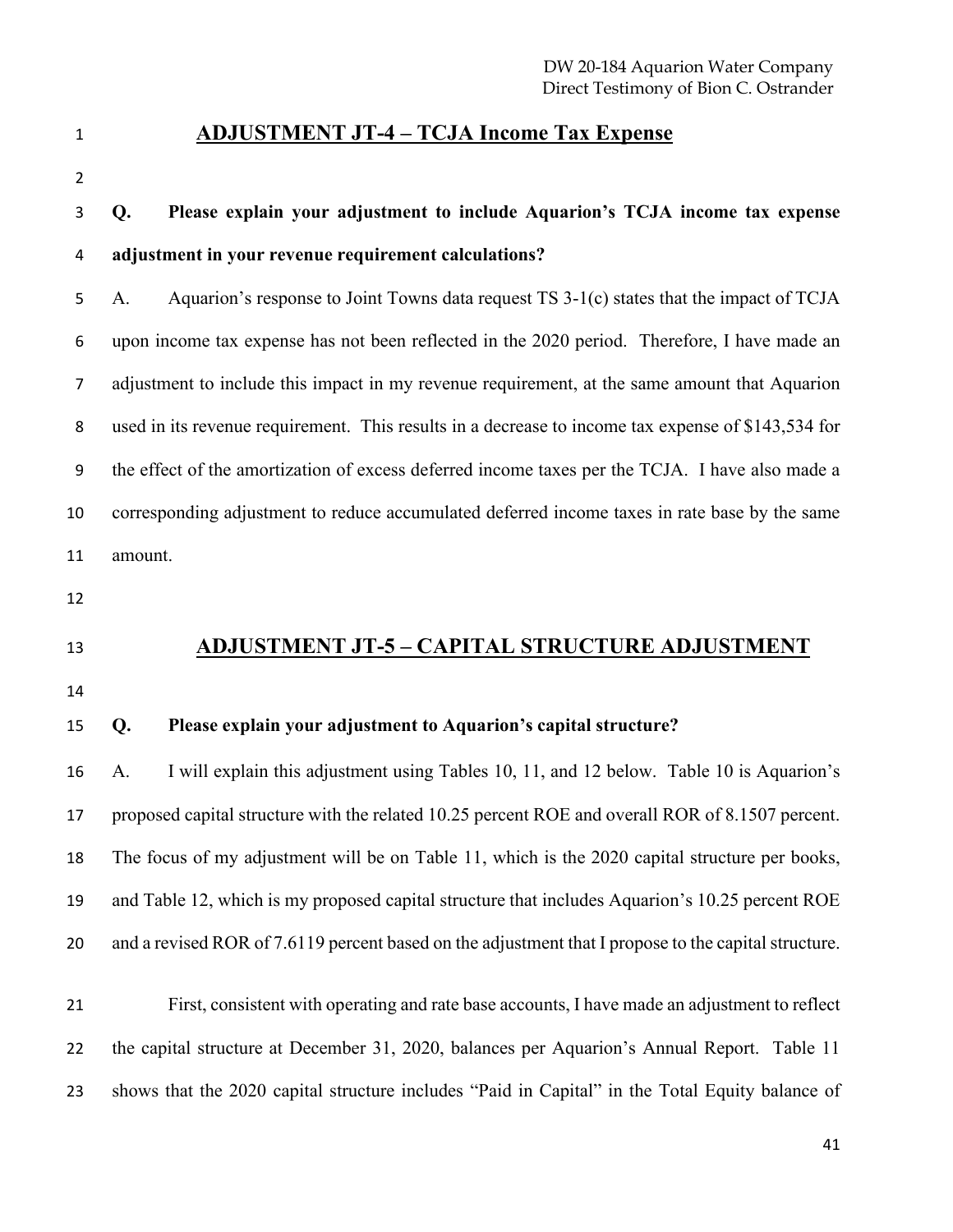## ADJUSTMENT JT-4 – TCJA Income Tax Expense

**Q. Please explain your adjustment to include Aquarion's TCJA income tax expense adjustment in your revenue requirement calculations?**

A. Aquarion's response to Joint Towns data request TS 3-1(c) states that the impact of TCJA upon income tax expense has not been reflected in the 2020 period. Therefore, I have made an adjustment to include this impact in my revenue requirement, at the same amount that Aquarion used in its revenue requirement. This results in a decrease to income tax expense of $143,534 for the effect of the amortization of excess deferred income taxes per the TCJA. I have also made a corresponding adjustment to reduce accumulated deferred income taxes in rate base by the same amount.

## ADJUSTMENT JT-5 – CAPITAL STRUCTURE ADJUSTMENT

**Q. Please explain your adjustment to Aquarion's capital structure?**

A. I will explain this adjustment using Tables 10, 11, and 12 below. Table 10 is Aquarion's proposed capital structure with the related 10.25 percent ROE and overall ROR of 8.1507 percent. The focus of my adjustment will be on Table 11, which is the 2020 capital structure per books, and Table 12, which is my proposed capital structure that includes Aquarion's 10.25 percent ROE and a revised ROR of 7.6119 percent based on the adjustment that I propose to the capital structure.

First, consistent with operating and rate base accounts, I have made an adjustment to reflect the capital structure at December 31, 2020, balances per Aquarion's Annual Report. Table 11 shows that the 2020 capital structure includes "Paid in Capital" in the Total Equity balance of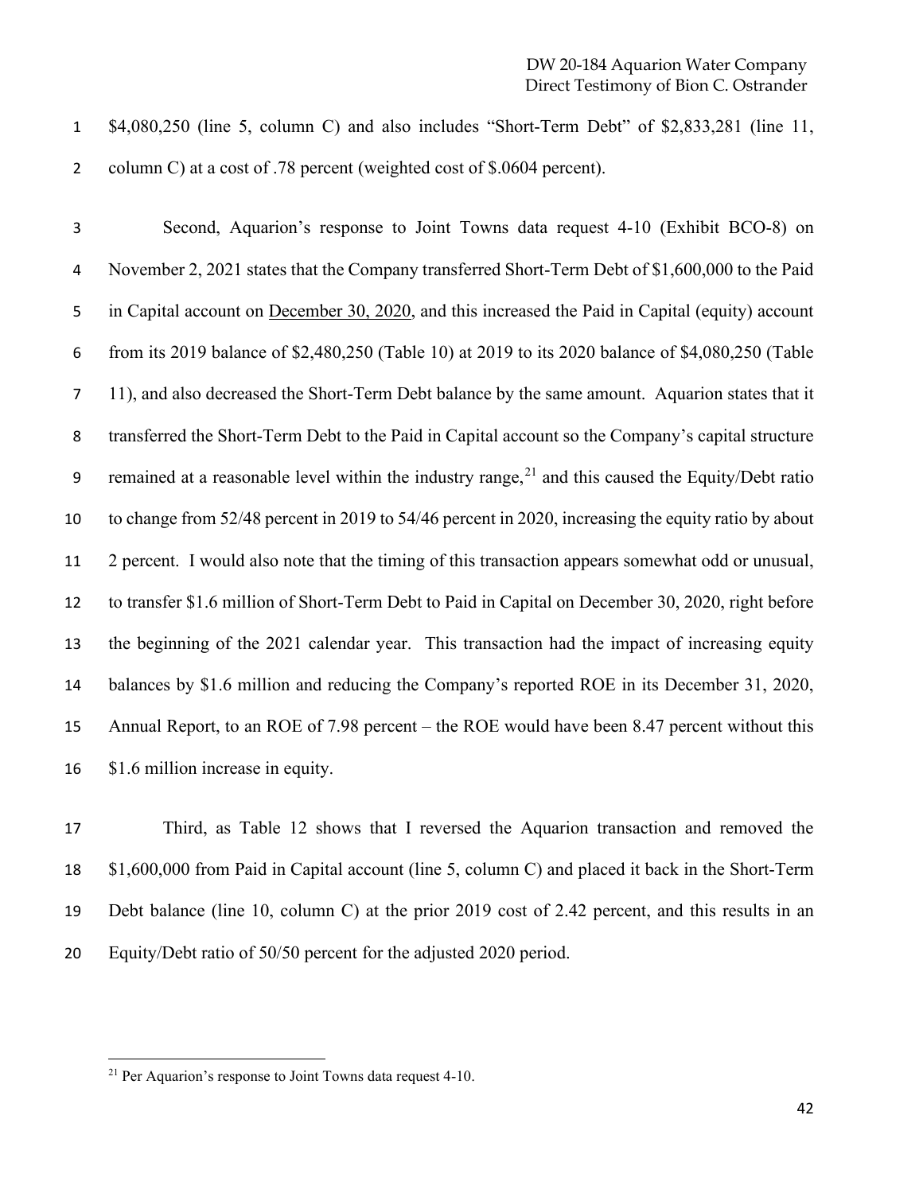$4,080,250 (line 5, column C) and also includes "Short-Term Debt" of $2,833,281 (line 11, column C) at a cost of .78 percent (weighted cost of $.0604 percent).

Second, Aquarion's response to Joint Towns data request 4-10 (Exhibit BCO-8) on November 2, 2021 states that the Company transferred Short-Term Debt of $1,600,000 to the Paid in Capital account on <u>December 30, 2020</u>, and this increased the Paid in Capital (equity) account from its 2019 balance of $2,480,250 (Table 10) at 2019 to its 2020 balance of $4,080,250 (Table 11), and also decreased the Short-Term Debt balance by the same amount. Aquarion states that it transferred the Short-Term Debt to the Paid in Capital account so the Company's capital structure remained at a reasonable level within the industry range,[21] and this caused the Equity/Debt ratio to change from 52/48 percent in 2019 to 54/46 percent in 2020, increasing the equity ratio by about 2 percent. I would also note that the timing of this transaction appears somewhat odd or unusual, to transfer $1.6 million of Short-Term Debt to Paid in Capital on December 30, 2020, right before the beginning of the 2021 calendar year. This transaction had the impact of increasing equity balances by $1.6 million and reducing the Company's reported ROE in its December 31, 2020, Annual Report, to an ROE of 7.98 percent – the ROE would have been 8.47 percent without this $1.6 million increase in equity.

Third, as Table 12 shows that I reversed the Aquarion transaction and removed the $1,600,000 from Paid in Capital account (line 5, column C) and placed it back in the Short-Term Debt balance (line 10, column C) at the prior 2019 cost of 2.42 percent, and this results in an Equity/Debt ratio of 50/50 percent for the adjusted 2020 period.

---

[21] Per Aquarion's response to Joint Towns data request 4-10.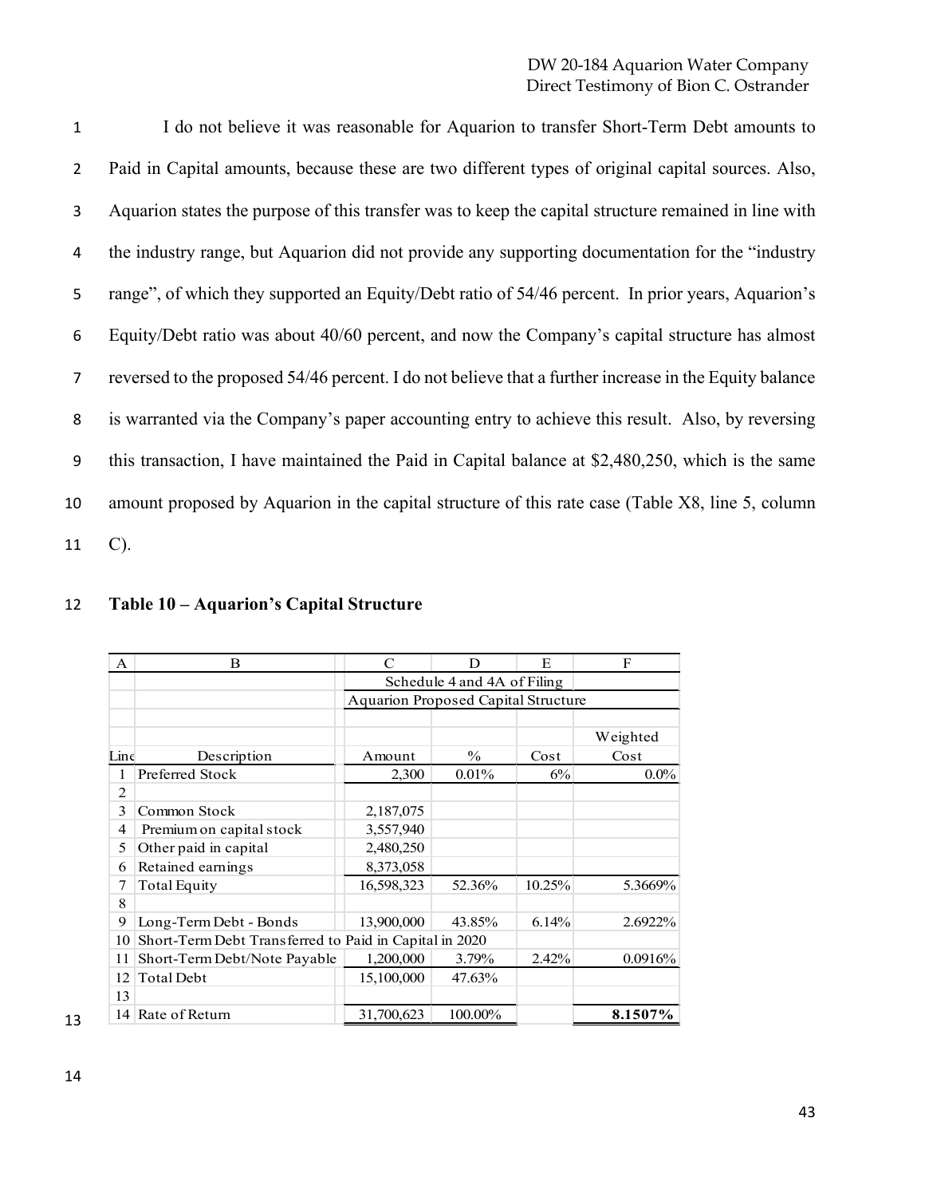I do not believe it was reasonable for Aquarion to transfer Short-Term Debt amounts to Paid in Capital amounts, because these are two different types of original capital sources. Also, Aquarion states the purpose of this transfer was to keep the capital structure remained in line with the industry range, but Aquarion did not provide any supporting documentation for the "industry range", of which they supported an Equity/Debt ratio of 54/46 percent. In prior years, Aquarion's Equity/Debt ratio was about 40/60 percent, and now the Company's capital structure has almost reversed to the proposed 54/46 percent. I do not believe that a further increase in the Equity balance is warranted via the Company's paper accounting entry to achieve this result. Also, by reversing this transaction, I have maintained the Paid in Capital balance at $2,480,250, which is the same amount proposed by Aquarion in the capital structure of this rate case (Table X8, line 5, column C).

**Table 10 – Aquarion's Capital Structure**

| A | B | C | D | E | F |
|---|---|---|---|---|---|
| | | Schedule 4 and 4A of Filing | | | |
| | | Aquarion Proposed Capital Structure | | | |
| Line | Description | Amount | % | Cost | Weighted Cost |
| 1 | Preferred Stock | 2,300 | 0.01% | 6% | 0.0% |
| 2 | | | | | |
| 3 | Common Stock | 2,187,075 | | | |
| 4 | Premium on capital stock | 3,557,940 | | | |
| 5 | Other paid in capital | 2,480,250 | | | |
| 6 | Retained earnings | 8,373,058 | | | |
| 7 | Total Equity | 16,598,323 | 52.36% | 10.25% | 5.3669% |
| 8 | | | | | |
| 9 | Long-Term Debt - Bonds | 13,900,000 | 43.85% | 6.14% | 2.6922% |
| 10 | Short-Term Debt Transferred to Paid in Capital in 2020 | | | | |
| 11 | Short-Term Debt/Note Payable | 1,200,000 | 3.79% | 2.42% | 0.0916% |
| 12 | Total Debt | 15,100,000 | 47.63% | | |
| 13 | | | | | |
| 14 | Rate of Return | 31,700,623 | 100.00% | | **8.1507%** |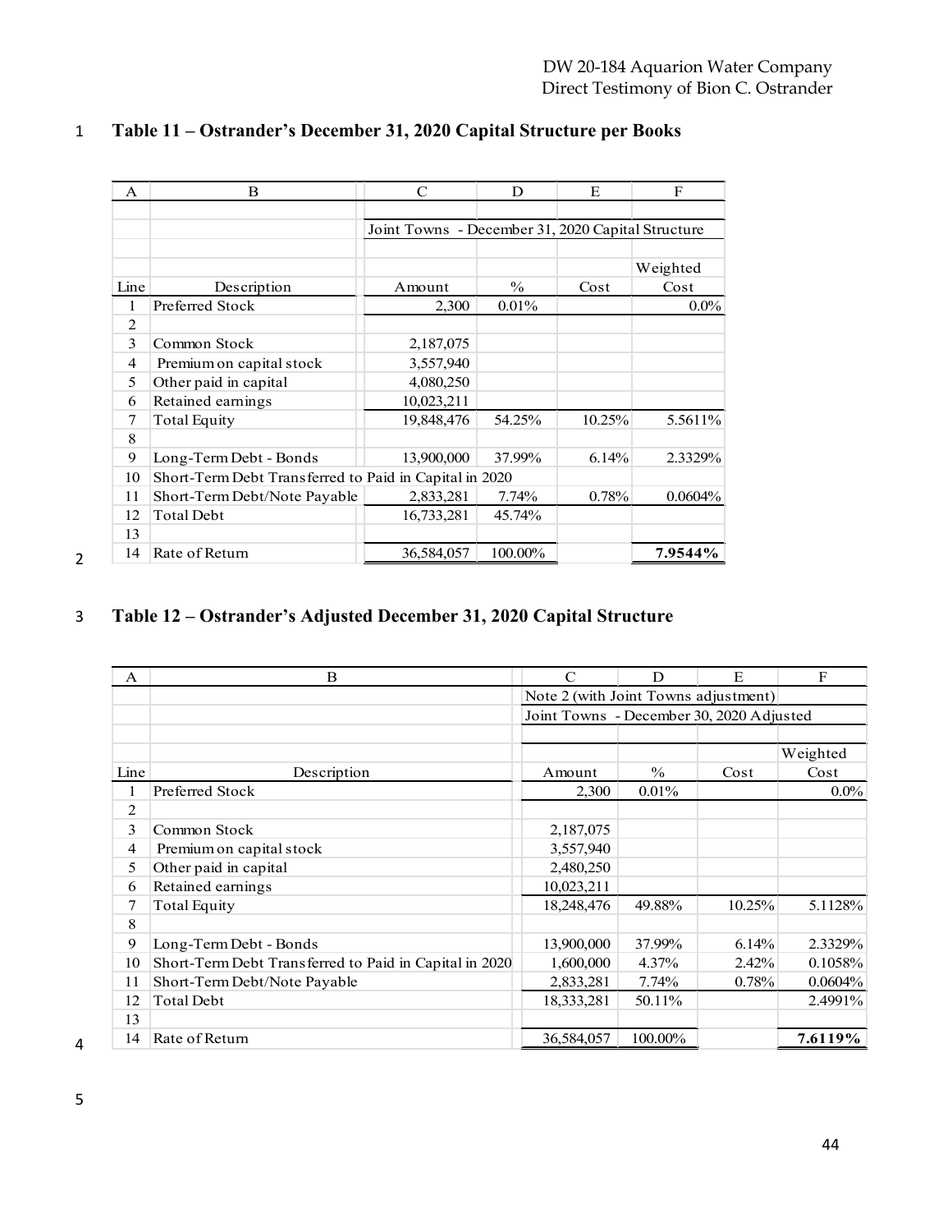**Table 11 – Ostrander's December 31, 2020 Capital Structure per Books**

| A | B | C | D | E | F |
|---|---|---|---|---|---|
| | | Joint Towns - December 31, 2020 Capital Structure | | | |
| | | | | | Weighted |
| Line | Description | Amount | % | Cost | Cost |
| 1 | Preferred Stock | 2,300 | 0.01% | | 0.0% |
| 2 | | | | | |
| 3 | Common Stock | 2,187,075 | | | |
| 4 | Premium on capital stock | 3,557,940 | | | |
| 5 | Other paid in capital | 4,080,250 | | | |
| 6 | Retained earnings | 10,023,211 | | | |
| 7 | Total Equity | 19,848,476 | 54.25% | 10.25% | 5.5611% |
| 8 | | | | | |
| 9 | Long-Term Debt - Bonds | 13,900,000 | 37.99% | 6.14% | 2.3329% |
| 10 | Short-Term Debt Transferred to Paid in Capital in 2020 | | | | |
| 11 | Short-Term Debt/Note Payable | 2,833,281 | 7.74% | 0.78% | 0.0604% |
| 12 | Total Debt | 16,733,281 | 45.74% | | |
| 13 | | | | | |
| 14 | Rate of Return | 36,584,057 | 100.00% | | **7.9544%** |

**Table 12 – Ostrander's Adjusted December 31, 2020 Capital Structure**

| A | B | C | D | E | F |
|---|---|---|---|---|---|
| | | Note 2 (with Joint Towns adjustment) | | | |
| | | Joint Towns - December 30, 2020 Adjusted | | | |
| | | | | | Weighted |
| Line | Description | Amount | % | Cost | Cost |
| 1 | Preferred Stock | 2,300 | 0.01% | | 0.0% |
| 2 | | | | | |
| 3 | Common Stock | 2,187,075 | | | |
| 4 | Premium on capital stock | 3,557,940 | | | |
| 5 | Other paid in capital | 2,480,250 | | | |
| 6 | Retained earnings | 10,023,211 | | | |
| 7 | Total Equity | 18,248,476 | 49.88% | 10.25% | 5.1128% |
| 8 | | | | | |
| 9 | Long-Term Debt - Bonds | 13,900,000 | 37.99% | 6.14% | 2.3329% |
| 10 | Short-Term Debt Transferred to Paid in Capital in 2020 | 1,600,000 | 4.37% | 2.42% | 0.1058% |
| 11 | Short-Term Debt/Note Payable | 2,833,281 | 7.74% | 0.78% | 0.0604% |
| 12 | Total Debt | 18,333,281 | 50.11% | | 2.4991% |
| 13 | | | | | |
| 14 | Rate of Return | 36,584,057 | 100.00% | | **7.6119%** |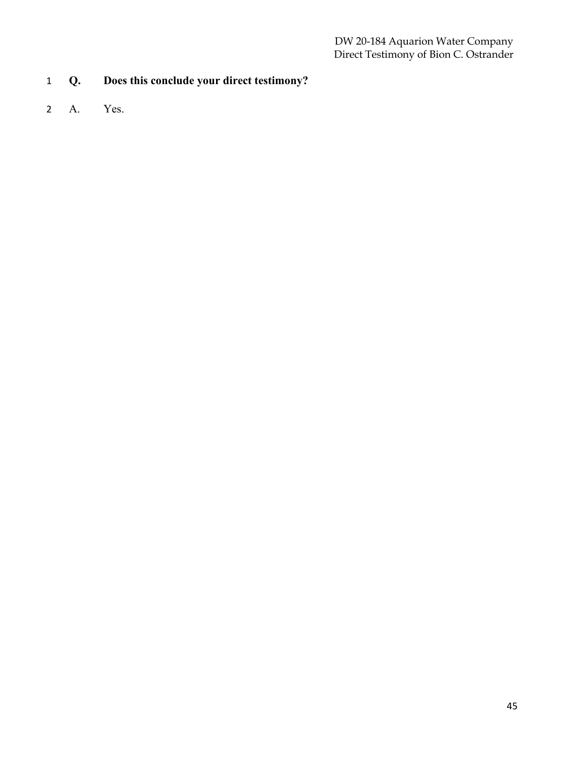**Q. Does this conclude your direct testimony?**

A. Yes.